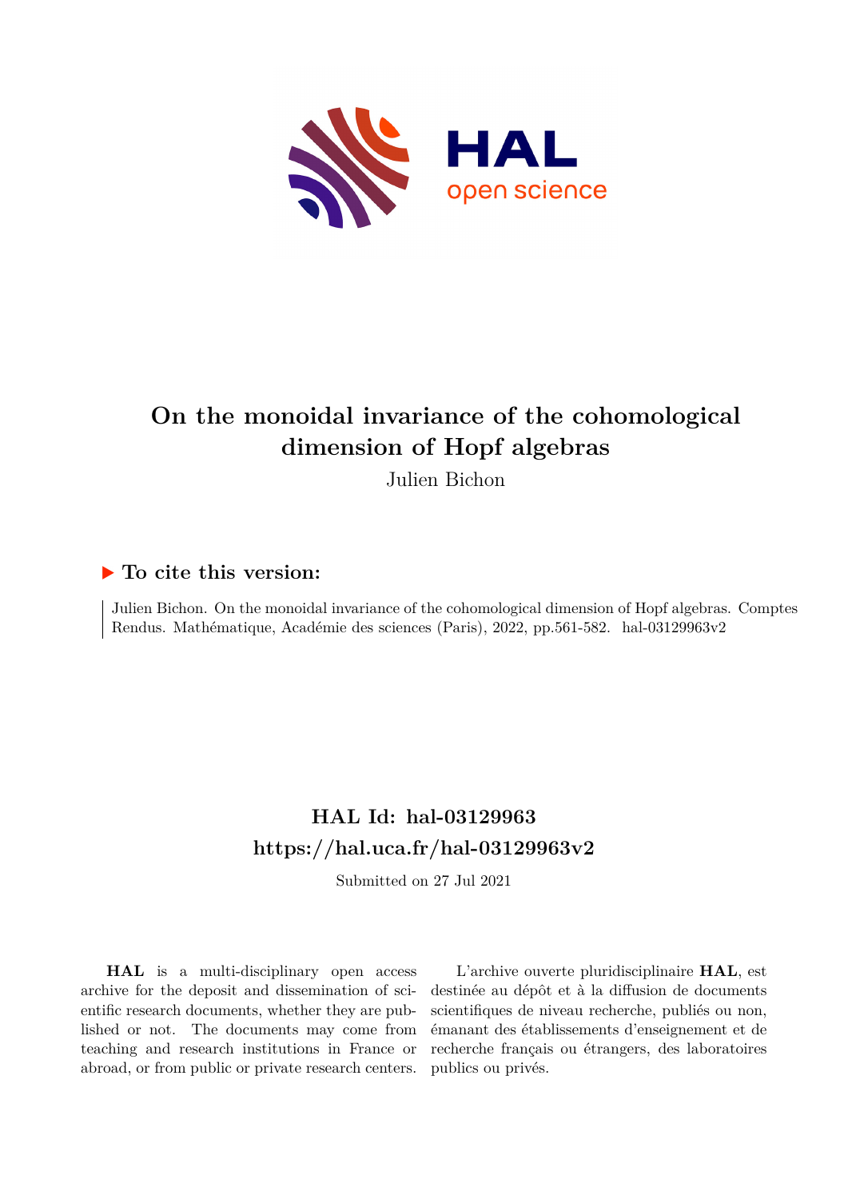# On the monoidal invariance of the cohomological dimension of Hopf algebras

Julien Bichon

## ▶ To cite this version:

Julien Bichon. On the monoidal invariance of the cohomological dimension of Hopf algebras. Comptes Rendus. Mathématique, Académie des sciences (Paris), 2022, pp.561-582. hal-03129963v2

## HAL Id: hal-03129963

## https://hal.uca.fr/hal-03129963v2

Submitted on 27 Jul 2021

**HAL** is a multi-disciplinary open access archive for the deposit and dissemination of scientific research documents, whether they are published or not. The documents may come from teaching and research institutions in France or abroad, or from public or private research centers.

L'archive ouverte pluridisciplinaire **HAL**, est destinée au dépôt et à la diffusion de documents scientifiques de niveau recherche, publiés ou non, émanant des établissements d'enseignement et de recherche français ou étrangers, des laboratoires publics ou privés.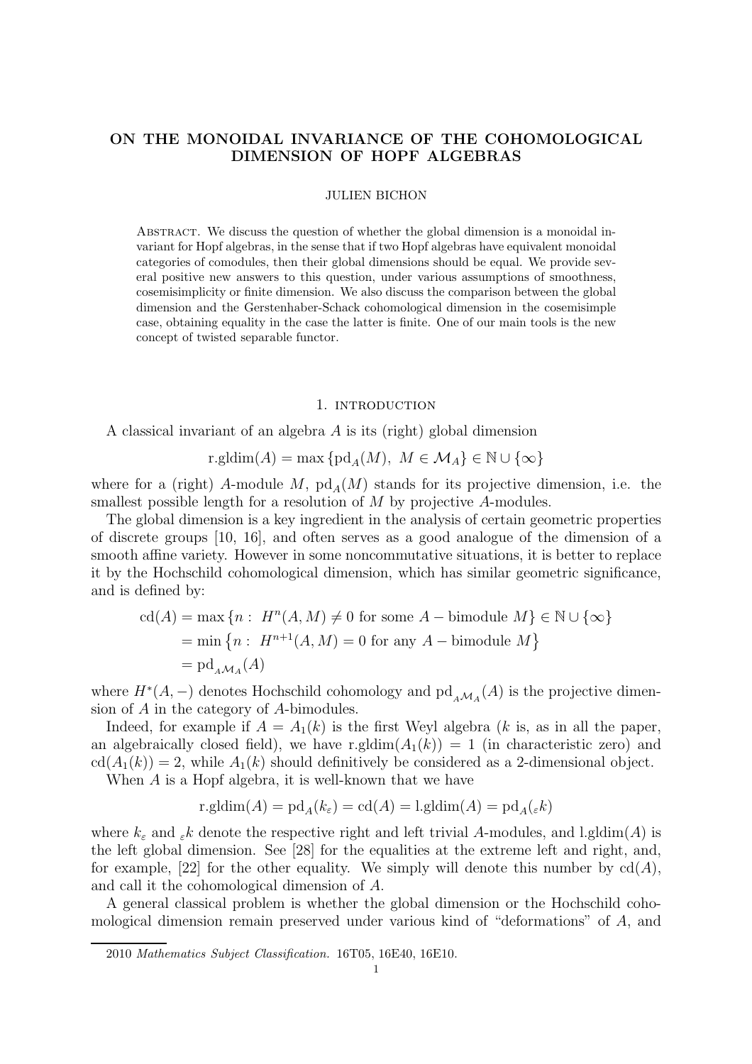# ON THE MONOIDAL INVARIANCE OF THE COHOMOLOGICAL DIMENSION OF HOPF ALGEBRAS

JULIEN BICHON

Abstract. We discuss the question of whether the global dimension is a monoidal invariant for Hopf algebras, in the sense that if two Hopf algebras have equivalent monoidal categories of comodules, then their global dimensions should be equal. We provide several positive new answers to this question, under various assumptions of smoothness, cosemisimplicity or finite dimension. We also discuss the comparison between the global dimension and the Gerstenhaber-Schack cohomological dimension in the cosemisimple case, obtaining equality in the case the latter is finite. One of our main tools is the new concept of twisted separable functor.

## 1. introduction

A classical invariant of an algebra $A$ is its (right) global dimension

$$\mathrm{r.gldim}(A) = \max \{\mathrm{pd}_A(M),\ M \in \mathcal{M}_A\} \in \mathbb{N} \cup \{\infty\}$$

where for a (right) $A$-module $M$, $\mathrm{pd}_A(M)$ stands for its projective dimension, i.e. the smallest possible length for a resolution of $M$ by projective $A$-modules.

The global dimension is a key ingredient in the analysis of certain geometric properties of discrete groups [10, 16], and often serves as a good analogue of the dimension of a smooth affine variety. However in some noncommutative situations, it is better to replace it by the Hochschild cohomological dimension, which has similar geometric significance, and is defined by:

$$\begin{aligned}
\mathrm{cd}(A) &= \max \{n :\ H^n(A, M) \neq 0 \text{ for some } A-\text{bimodule } M\} \in \mathbb{N} \cup \{\infty\} \\
&= \min \{n :\ H^{n+1}(A, M) = 0 \text{ for any } A-\text{bimodule } M\} \\
&= \mathrm{pd}_{{}_A\mathcal{M}_A}(A)
\end{aligned}$$

where $H^*(A, -)$ denotes Hochschild cohomology and $\mathrm{pd}_{{}_A\mathcal{M}_A}(A)$ is the projective dimension of $A$ in the category of $A$-bimodules.

Indeed, for example if $A = A_1(k)$ is the first Weyl algebra ($k$ is, as in all the paper, an algebraically closed field), we have $\mathrm{r.gldim}(A_1(k)) = 1$ (in characteristic zero) and $\mathrm{cd}(A_1(k)) = 2$, while $A_1(k)$ should definitively be considered as a 2-dimensional object.

When $A$ is a Hopf algebra, it is well-known that we have

$$\mathrm{r.gldim}(A) = \mathrm{pd}_A(k_\varepsilon) = \mathrm{cd}(A) = \mathrm{l.gldim}(A) = \mathrm{pd}_A({}_\varepsilon k)$$

where $k_\varepsilon$ and ${}_\varepsilon k$ denote the respective right and left trivial $A$-modules, and $\mathrm{l.gldim}(A)$ is the left global dimension. See [28] for the equalities at the extreme left and right, and, for example, [22] for the other equality. We simply will denote this number by $\mathrm{cd}(A)$, and call it the cohomological dimension of $A$.

A general classical problem is whether the global dimension or the Hochschild cohomological dimension remain preserved under various kind of "deformations" of $A$, and

2010 *Mathematics Subject Classification.* 16T05, 16E40, 16E10.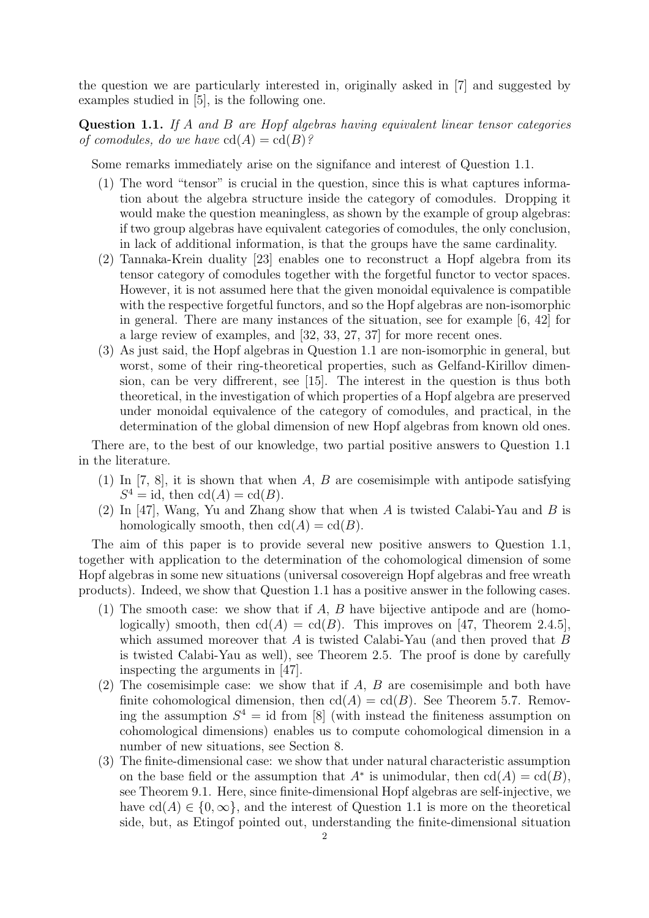the question we are particularly interested in, originally asked in [7] and suggested by examples studied in [5], is the following one.

**Question 1.1.** *If $A$ and $B$ are Hopf algebras having equivalent linear tensor categories of comodules, do we have $\mathrm{cd}(A) = \mathrm{cd}(B)$?*

Some remarks immediately arise on the signifance and interest of Question 1.1.

(1) The word "tensor" is crucial in the question, since this is what captures information about the algebra structure inside the category of comodules. Dropping it would make the question meaningless, as shown by the example of group algebras: if two group algebras have equivalent categories of comodules, the only conclusion, in lack of additional information, is that the groups have the same cardinality.
(2) Tannaka-Krein duality [23] enables one to reconstruct a Hopf algebra from its tensor category of comodules together with the forgetful functor to vector spaces. However, it is not assumed here that the given monoidal equivalence is compatible with the respective forgetful functors, and so the Hopf algebras are non-isomorphic in general. There are many instances of the situation, see for example [6, 42] for a large review of examples, and [32, 33, 27, 37] for more recent ones.
(3) As just said, the Hopf algebras in Question 1.1 are non-isomorphic in general, but worst, some of their ring-theoretical properties, such as Gelfand-Kirillov dimension, can be very diffrerent, see [15]. The interest in the question is thus both theoretical, in the investigation of which properties of a Hopf algebra are preserved under monoidal equivalence of the category of comodules, and practical, in the determination of the global dimension of new Hopf algebras from known old ones.

There are, to the best of our knowledge, two partial positive answers to Question 1.1 in the literature.

(1) In [7, 8], it is shown that when $A$, $B$ are cosemisimple with antipode satisfying $S^4 = \mathrm{id}$, then $\mathrm{cd}(A) = \mathrm{cd}(B)$.
(2) In [47], Wang, Yu and Zhang show that when $A$ is twisted Calabi-Yau and $B$ is homologically smooth, then $\mathrm{cd}(A) = \mathrm{cd}(B)$.

The aim of this paper is to provide several new positive answers to Question 1.1, together with application to the determination of the cohomological dimension of some Hopf algebras in some new situations (universal cosovereign Hopf algebras and free wreath products). Indeed, we show that Question 1.1 has a positive answer in the following cases.

(1) The smooth case: we show that if $A$, $B$ have bijective antipode and are (homologically) smooth, then $\mathrm{cd}(A) = \mathrm{cd}(B)$. This improves on [47, Theorem 2.4.5], which assumed moreover that $A$ is twisted Calabi-Yau (and then proved that $B$ is twisted Calabi-Yau as well), see Theorem 2.5. The proof is done by carefully inspecting the arguments in [47].
(2) The cosemisimple case: we show that if $A$, $B$ are cosemisimple and both have finite cohomological dimension, then $\mathrm{cd}(A) = \mathrm{cd}(B)$. See Theorem 5.7. Removing the assumption $S^4 = \mathrm{id}$ from [8] (with instead the finiteness assumption on cohomological dimensions) enables us to compute cohomological dimension in a number of new situations, see Section 8.
(3) The finite-dimensional case: we show that under natural characteristic assumption on the base field or the assumption that $A^*$ is unimodular, then $\mathrm{cd}(A) = \mathrm{cd}(B)$, see Theorem 9.1. Here, since finite-dimensional Hopf algebras are self-injective, we have $\mathrm{cd}(A) \in \{0, \infty\}$, and the interest of Question 1.1 is more on the theoretical side, but, as Etingof pointed out, understanding the finite-dimensional situation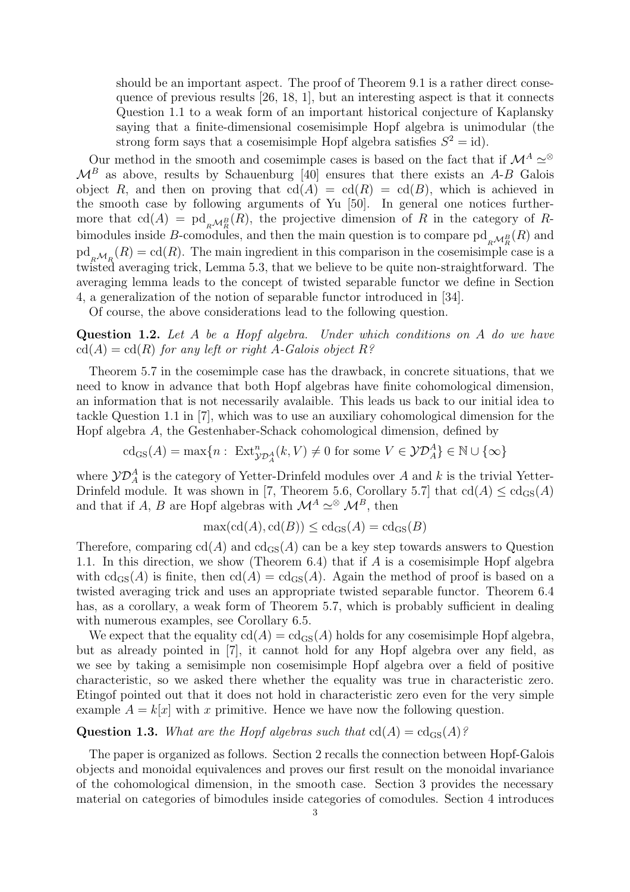should be an important aspect. The proof of Theorem 9.1 is a rather direct consequence of previous results [26, 18, 1], but an interesting aspect is that it connects Question 1.1 to a weak form of an important historical conjecture of Kaplansky saying that a finite-dimensional cosemisimple Hopf algebra is unimodular (the strong form says that a cosemisimple Hopf algebra satisfies $S^2 = \mathrm{id}$).

Our method in the smooth and cosemimple cases is based on the fact that if $\mathcal{M}^A \simeq^{\otimes} \mathcal{M}^B$ as above, results by Schauenburg [40] ensures that there exists an $A$-$B$ Galois object $R$, and then on proving that $\mathrm{cd}(A) = \mathrm{cd}(R) = \mathrm{cd}(B)$, which is achieved in the smooth case by following arguments of Yu [50]. In general one notices furthermore that $\mathrm{cd}(A) = \mathrm{pd}_{{}_R\mathcal{M}_R^B}(R)$, the projective dimension of $R$ in the category of $R$-bimodules inside $B$-comodules, and then the main question is to compare $\mathrm{pd}_{{}_R\mathcal{M}_R^B}(R)$ and $\mathrm{pd}_{{}_R\mathcal{M}_R}(R) = \mathrm{cd}(R)$. The main ingredient in this comparison in the cosemisimple case is a twisted averaging trick, Lemma 5.3, that we believe to be quite non-straightforward. The averaging lemma leads to the concept of twisted separable functor we define in Section 4, a generalization of the notion of separable functor introduced in [34].

Of course, the above considerations lead to the following question.

**Question 1.2.** *Let $A$ be a Hopf algebra. Under which conditions on $A$ do we have $\mathrm{cd}(A) = \mathrm{cd}(R)$ for any left or right $A$-Galois object $R$?*

Theorem 5.7 in the cosemimple case has the drawback, in concrete situations, that we need to know in advance that both Hopf algebras have finite cohomological dimension, an information that is not necessarily avalaible. This leads us back to our initial idea to tackle Question 1.1 in [7], which was to use an auxiliary cohomological dimension for the Hopf algebra $A$, the Gestenhaber-Schack cohomological dimension, defined by

$$\mathrm{cd}_{\mathrm{GS}}(A) = \max\{n : \mathrm{Ext}^n_{\mathcal{YD}_A^A}(k, V) \neq 0 \text{ for some } V \in \mathcal{YD}_A^A\} \in \mathbb{N} \cup \{\infty\}$$

where $\mathcal{YD}_A^A$ is the category of Yetter-Drinfeld modules over $A$ and $k$ is the trivial Yetter-Drinfeld module. It was shown in [7, Theorem 5.6, Corollary 5.7] that $\mathrm{cd}(A) \leq \mathrm{cd}_{\mathrm{GS}}(A)$ and that if $A$, $B$ are Hopf algebras with $\mathcal{M}^A \simeq^{\otimes} \mathcal{M}^B$, then

$$\max(\mathrm{cd}(A), \mathrm{cd}(B)) \leq \mathrm{cd}_{\mathrm{GS}}(A) = \mathrm{cd}_{\mathrm{GS}}(B)$$

Therefore, comparing $\mathrm{cd}(A)$ and $\mathrm{cd}_{\mathrm{GS}}(A)$ can be a key step towards answers to Question 1.1. In this direction, we show (Theorem 6.4) that if $A$ is a cosemisimple Hopf algebra with $\mathrm{cd}_{\mathrm{GS}}(A)$ is finite, then $\mathrm{cd}(A) = \mathrm{cd}_{\mathrm{GS}}(A)$. Again the method of proof is based on a twisted averaging trick and uses an appropriate twisted separable functor. Theorem 6.4 has, as a corollary, a weak form of Theorem 5.7, which is probably sufficient in dealing with numerous examples, see Corollary 6.5.

We expect that the equality $\mathrm{cd}(A) = \mathrm{cd}_{\mathrm{GS}}(A)$ holds for any cosemisimple Hopf algebra, but as already pointed in [7], it cannot hold for any Hopf algebra over any field, as we see by taking a semisimple non cosemisimple Hopf algebra over a field of positive characteristic, so we asked there whether the equality was true in characteristic zero. Etingof pointed out that it does not hold in characteristic zero even for the very simple example $A = k[x]$ with $x$ primitive. Hence we have now the following question.

**Question 1.3.** *What are the Hopf algebras such that $\mathrm{cd}(A) = \mathrm{cd}_{\mathrm{GS}}(A)$?*

The paper is organized as follows. Section 2 recalls the connection between Hopf-Galois objects and monoidal equivalences and proves our first result on the monoidal invariance of the cohomological dimension, in the smooth case. Section 3 provides the necessary material on categories of bimodules inside categories of comodules. Section 4 introduces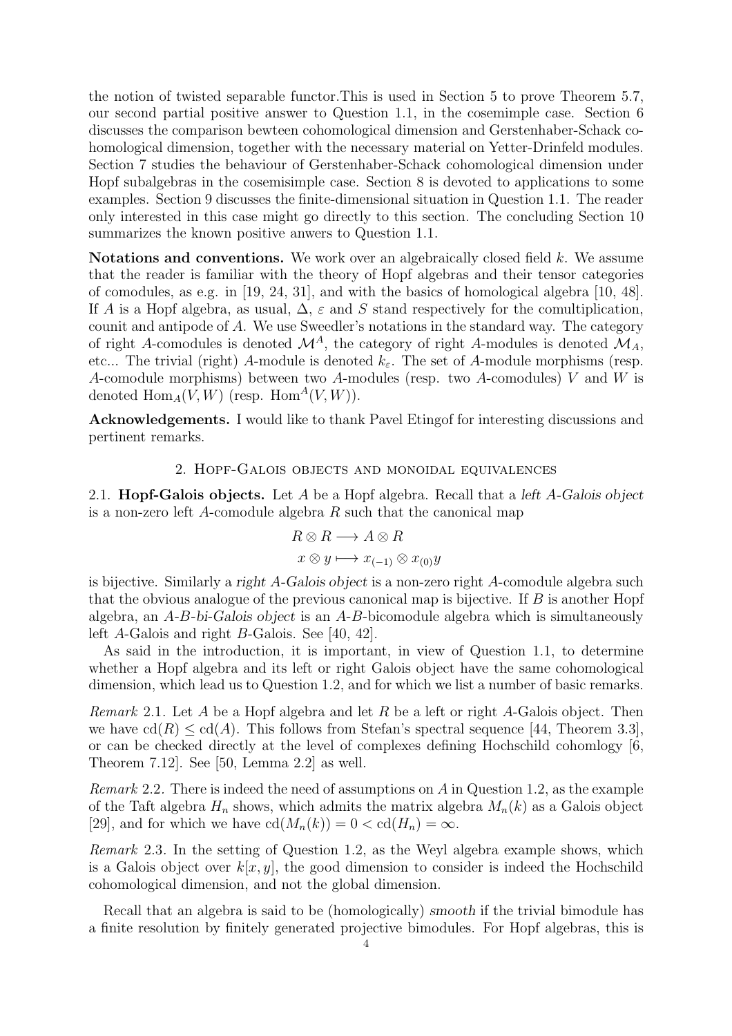the notion of twisted separable functor.This is used in Section 5 to prove Theorem 5.7, our second partial positive answer to Question 1.1, in the cosemimple case. Section 6 discusses the comparison bewteen cohomological dimension and Gerstenhaber-Schack cohomological dimension, together with the necessary material on Yetter-Drinfeld modules. Section 7 studies the behaviour of Gerstenhaber-Schack cohomological dimension under Hopf subalgebras in the cosemisimple case. Section 8 is devoted to applications to some examples. Section 9 discusses the finite-dimensional situation in Question 1.1. The reader only interested in this case might go directly to this section. The concluding Section 10 summarizes the known positive anwers to Question 1.1.

**Notations and conventions.** We work over an algebraically closed field $k$. We assume that the reader is familiar with the theory of Hopf algebras and their tensor categories of comodules, as e.g. in [19, 24, 31], and with the basics of homological algebra [10, 48]. If $A$ is a Hopf algebra, as usual, $\Delta$, $\varepsilon$ and $S$ stand respectively for the comultiplication, counit and antipode of $A$. We use Sweedler's notations in the standard way. The category of right $A$-comodules is denoted $\mathcal{M}^A$, the category of right $A$-modules is denoted $\mathcal{M}_A$, etc... The trivial (right) $A$-module is denoted $k_\varepsilon$. The set of $A$-module morphisms (resp. $A$-comodule morphisms) between two $A$-modules (resp. two $A$-comodules) $V$ and $W$ is denoted $\mathrm{Hom}_A(V, W)$ (resp. $\mathrm{Hom}^A(V, W)$).

**Acknowledgements.** I would like to thank Pavel Etingof for interesting discussions and pertinent remarks.

## 2. Hopf-Galois objects and monoidal equivalences

2.1. **Hopf-Galois objects.** Let $A$ be a Hopf algebra. Recall that a *left $A$-Galois object* is a non-zero left $A$-comodule algebra $R$ such that the canonical map

$$R \otimes R \longrightarrow A \otimes R$$
$$x \otimes y \longmapsto x_{(-1)} \otimes x_{(0)}y$$

is bijective. Similarly a *right $A$-Galois object* is a non-zero right $A$-comodule algebra such that the obvious analogue of the previous canonical map is bijective. If $B$ is another Hopf algebra, an *$A$-$B$-bi-Galois object* is an $A$-$B$-bicomodule algebra which is simultaneously left $A$-Galois and right $B$-Galois. See [40, 42].

As said in the introduction, it is important, in view of Question 1.1, to determine whether a Hopf algebra and its left or right Galois object have the same cohomological dimension, which lead us to Question 1.2, and for which we list a number of basic remarks.

*Remark* 2.1. Let $A$ be a Hopf algebra and let $R$ be a left or right $A$-Galois object. Then we have $\mathrm{cd}(R) \leq \mathrm{cd}(A)$. This follows from Stefan's spectral sequence [44, Theorem 3.3], or can be checked directly at the level of complexes defining Hochschild cohomlogy [6, Theorem 7.12]. See [50, Lemma 2.2] as well.

*Remark* 2.2. There is indeed the need of assumptions on $A$ in Question 1.2, as the example of the Taft algebra $H_n$ shows, which admits the matrix algebra $M_n(k)$ as a Galois object [29], and for which we have $\mathrm{cd}(M_n(k)) = 0 < \mathrm{cd}(H_n) = \infty$.

*Remark* 2.3. In the setting of Question 1.2, as the Weyl algebra example shows, which is a Galois object over $k[x, y]$, the good dimension to consider is indeed the Hochschild cohomological dimension, and not the global dimension.

Recall that an algebra is said to be (homologically) *smooth* if the trivial bimodule has a finite resolution by finitely generated projective bimodules. For Hopf algebras, this is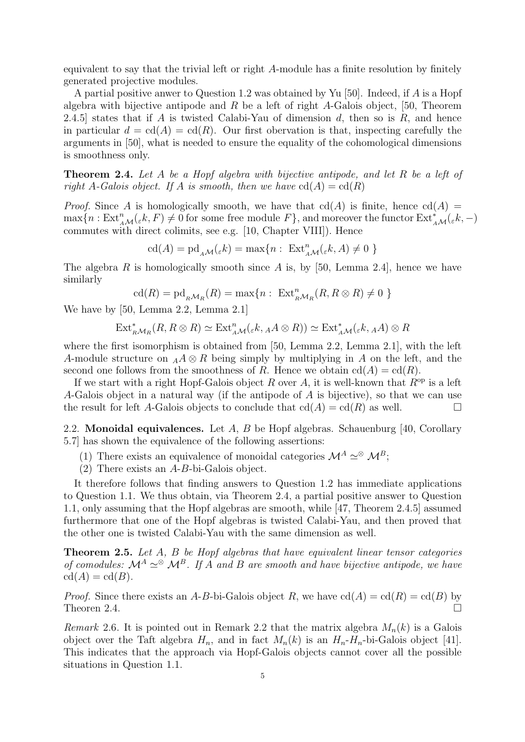equivalent to say that the trivial left or right $A$-module has a finite resolution by finitely generated projective modules.

A partial positive anwer to Question 1.2 was obtained by Yu [50]. Indeed, if $A$ is a Hopf algebra with bijective antipode and $R$ be a left of right $A$-Galois object, [50, Theorem 2.4.5] states that if $A$ is twisted Calabi-Yau of dimension $d$, then so is $R$, and hence in particular $d = \mathrm{cd}(A) = \mathrm{cd}(R)$. Our first obervation is that, inspecting carefully the arguments in [50], what is needed to ensure the equality of the cohomological dimensions is smoothness only.

**Theorem 2.4.** *Let $A$ be a Hopf algebra with bijective antipode, and let $R$ be a left of right $A$-Galois object. If $A$ is smooth, then we have $\mathrm{cd}(A) = \mathrm{cd}(R)$*

*Proof.* Since $A$ is homologically smooth, we have that $\mathrm{cd}(A)$ is finite, hence $\mathrm{cd}(A) = \max\{n : \mathrm{Ext}^n_{_A\mathcal{M}}({}_\varepsilon k, F) \neq 0 \text{ for some free module } F\}$, and moreover the functor $\mathrm{Ext}^*_{_A\mathcal{M}}({}_\varepsilon k, -)$ commutes with direct colimits, see e.g. [10, Chapter VIII]). Hence

$$\mathrm{cd}(A) = \mathrm{pd}_{_A\mathcal{M}}({}_\varepsilon k) = \max\{n : \ \mathrm{Ext}^n_{_A\mathcal{M}}({}_\varepsilon k, A) \neq 0 \ \}$$

The algebra $R$ is homologically smooth since $A$ is, by [50, Lemma 2.4], hence we have similarly

$$\mathrm{cd}(R) = \mathrm{pd}_{_R\mathcal{M}_R}(R) = \max\{n : \ \mathrm{Ext}^n_{_R\mathcal{M}_R}(R, R \otimes R) \neq 0 \ \}$$

We have by [50, Lemma 2.2, Lemma 2.1]

$$\mathrm{Ext}^*_{_R\mathcal{M}_R}(R, R \otimes R) \simeq \mathrm{Ext}^n_{_A\mathcal{M}}({}_\varepsilon k, {}_AA \otimes R)) \simeq \mathrm{Ext}^*_{_A\mathcal{M}}({}_\varepsilon k, {}_AA) \otimes R$$

where the first isomorphism is obtained from [50, Lemma 2.2, Lemma 2.1], with the left $A$-module structure on ${}_AA \otimes R$ being simply by multiplying in $A$ on the left, and the second one follows from the smoothness of $R$. Hence we obtain $\mathrm{cd}(A) = \mathrm{cd}(R)$.

If we start with a right Hopf-Galois object $R$ over $A$, it is well-known that $R^{\mathrm{op}}$ is a left $A$-Galois object in a natural way (if the antipode of $A$ is bijective), so that we can use the result for left $A$-Galois objects to conclude that $\mathrm{cd}(A) = \mathrm{cd}(R)$ as well. □

2.2. **Monoidal equivalences.** Let $A$, $B$ be Hopf algebras. Schauenburg [40, Corollary 5.7] has shown the equivalence of the following assertions:

(1) There exists an equivalence of monoidal categories $\mathcal{M}^A \simeq^{\otimes} \mathcal{M}^B$;
(2) There exists an $A$-$B$-bi-Galois object.

It therefore follows that finding answers to Question 1.2 has immediate applications to Question 1.1. We thus obtain, via Theorem 2.4, a partial positive answer to Question 1.1, only assuming that the Hopf algebras are smooth, while [47, Theorem 2.4.5] assumed furthermore that one of the Hopf algebras is twisted Calabi-Yau, and then proved that the other one is twisted Calabi-Yau with the same dimension as well.

**Theorem 2.5.** *Let $A$, $B$ be Hopf algebras that have equivalent linear tensor categories of comodules: $\mathcal{M}^A \simeq^{\otimes} \mathcal{M}^B$. If $A$ and $B$ are smooth and have bijective antipode, we have $\mathrm{cd}(A) = \mathrm{cd}(B)$.*

*Proof.* Since there exists an $A$-$B$-bi-Galois object $R$, we have $\mathrm{cd}(A) = \mathrm{cd}(R) = \mathrm{cd}(B)$ by Theoren 2.4. □

*Remark* 2.6. It is pointed out in Remark 2.2 that the matrix algebra $M_n(k)$ is a Galois object over the Taft algebra $H_n$, and in fact $M_n(k)$ is an $H_n$-$H_n$-bi-Galois object [41]. This indicates that the approach via Hopf-Galois objects cannot cover all the possible situations in Question 1.1.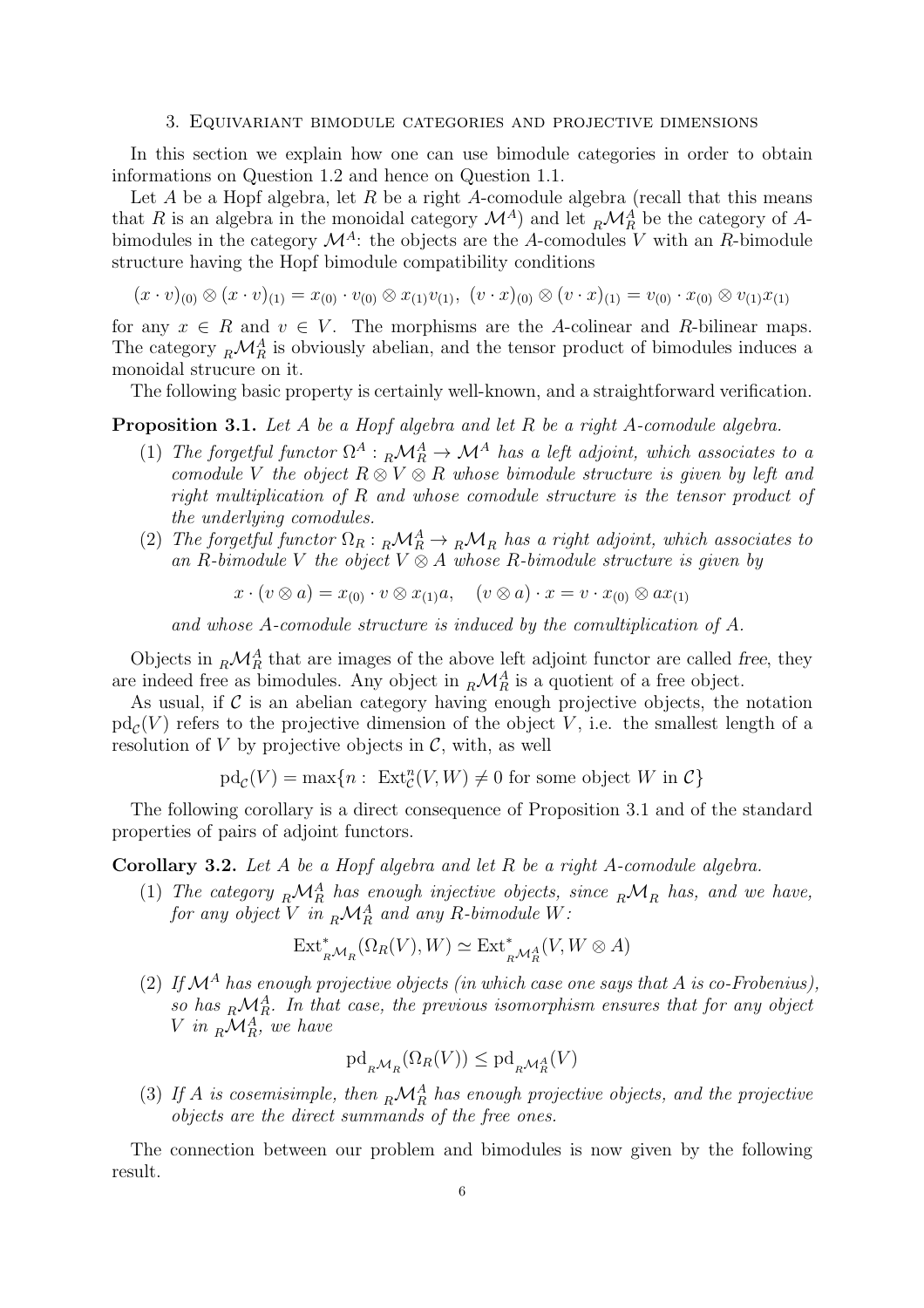## 3. Equivariant bimodule categories and projective dimensions

In this section we explain how one can use bimodule categories in order to obtain informations on Question 1.2 and hence on Question 1.1.

Let $A$ be a Hopf algebra, let $R$ be a right $A$-comodule algebra (recall that this means that $R$ is an algebra in the monoidal category $\mathcal{M}^A$) and let ${}_R\mathcal{M}_R^A$ be the category of $A$-bimodules in the category $\mathcal{M}^A$: the objects are the $A$-comodules $V$ with an $R$-bimodule structure having the Hopf bimodule compatibility conditions

$$(x \cdot v)_{(0)} \otimes (x \cdot v)_{(1)} = x_{(0)} \cdot v_{(0)} \otimes x_{(1)} v_{(1)}, \ (v \cdot x)_{(0)} \otimes (v \cdot x)_{(1)} = v_{(0)} \cdot x_{(0)} \otimes v_{(1)} x_{(1)}$$

for any $x \in R$ and $v \in V$. The morphisms are the $A$-colinear and $R$-bilinear maps. The category ${}_R\mathcal{M}_R^A$ is obviously abelian, and the tensor product of bimodules induces a monoidal strucure on it.

The following basic property is certainly well-known, and a straightforward verification.

**Proposition 3.1.** *Let $A$ be a Hopf algebra and let $R$ be a right $A$-comodule algebra.*

1. *The forgetful functor $\Omega^A : {}_R\mathcal{M}_R^A \to \mathcal{M}^A$ has a left adjoint, which associates to a comodule $V$ the object $R \otimes V \otimes R$ whose bimodule structure is given by left and right multiplication of $R$ and whose comodule structure is the tensor product of the underlying comodules.*
2. *The forgetful functor $\Omega_R : {}_R\mathcal{M}_R^A \to {}_R\mathcal{M}_R$ has a right adjoint, which associates to an $R$-bimodule $V$ the object $V \otimes A$ whose $R$-bimodule structure is given by*

$$x \cdot (v \otimes a) = x_{(0)} \cdot v \otimes x_{(1)} a, \quad (v \otimes a) \cdot x = v \cdot x_{(0)} \otimes a x_{(1)}$$

*and whose $A$-comodule structure is induced by the comultiplication of $A$.*

Objects in ${}_R\mathcal{M}_R^A$ that are images of the above left adjoint functor are called *free*, they are indeed free as bimodules. Any object in ${}_R\mathcal{M}_R^A$ is a quotient of a free object.

As usual, if $\mathcal{C}$ is an abelian category having enough projective objects, the notation $\mathrm{pd}_{\mathcal{C}}(V)$ refers to the projective dimension of the object $V$, i.e. the smallest length of a resolution of $V$ by projective objects in $\mathcal{C}$, with, as well

$$\mathrm{pd}_{\mathcal{C}}(V) = \max\{n : \ \mathrm{Ext}^n_{\mathcal{C}}(V, W) \neq 0 \text{ for some object } W \text{ in } \mathcal{C}\}$$

The following corollary is a direct consequence of Proposition 3.1 and of the standard properties of pairs of adjoint functors.

**Corollary 3.2.** *Let $A$ be a Hopf algebra and let $R$ be a right $A$-comodule algebra.*

1. *The category ${}_R\mathcal{M}_R^A$ has enough injective objects, since ${}_R\mathcal{M}_R$ has, and we have, for any object $V$ in ${}_R\mathcal{M}_R^A$ and any $R$-bimodule $W$:*

$$\mathrm{Ext}^*_{{}_R\mathcal{M}_R}(\Omega_R(V), W) \simeq \mathrm{Ext}^*_{{}_R\mathcal{M}_R^A}(V, W \otimes A)$$

2. *If $\mathcal{M}^A$ has enough projective objects (in which case one says that $A$ is co-Frobenius), so has ${}_R\mathcal{M}_R^A$. In that case, the previous isomorphism ensures that for any object $V$ in ${}_R\mathcal{M}_R^A$, we have*

$$\mathrm{pd}_{{}_R\mathcal{M}_R}(\Omega_R(V)) \leq \mathrm{pd}_{{}_R\mathcal{M}_R^A}(V)$$

3. *If $A$ is cosemisimple, then ${}_R\mathcal{M}_R^A$ has enough projective objects, and the projective objects are the direct summands of the free ones.*

The connection between our problem and bimodules is now given by the following result.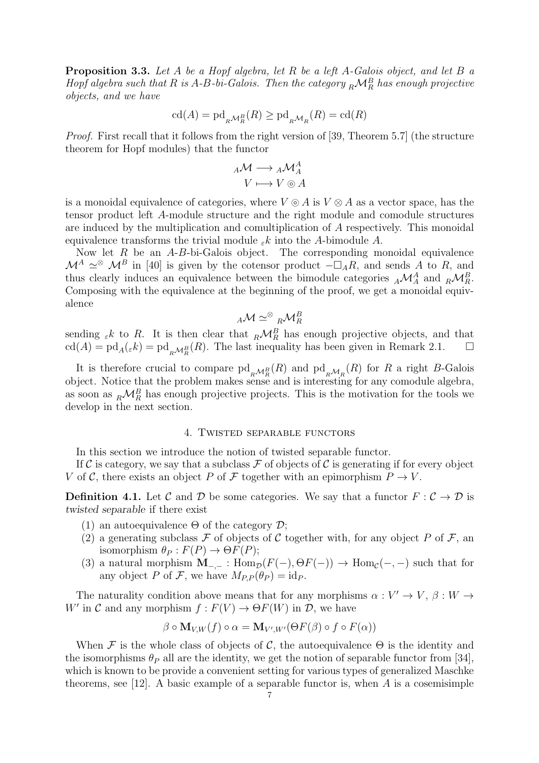**Proposition 3.3.** *Let $A$ be a Hopf algebra, let $R$ be a left $A$-Galois object, and let $B$ a Hopf algebra such that $R$ is $A$-$B$-bi-Galois. Then the category ${}_R\mathcal{M}_R^B$ has enough projective objects, and we have*

$$\mathrm{cd}(A) = \mathrm{pd}_{{}_R\mathcal{M}_R^B}(R) \geq \mathrm{pd}_{{}_R\mathcal{M}_R}(R) = \mathrm{cd}(R)$$

*Proof.* First recall that it follows from the right version of [39, Theorem 5.7] (the structure theorem for Hopf modules) that the functor

$$\begin{aligned} {}_A\mathcal{M} &\longrightarrow {}_A\mathcal{M}_A^A \\ V &\longmapsto V \circledcirc A \end{aligned}$$

is a monoidal equivalence of categories, where $V \circledcirc A$ is $V \otimes A$ as a vector space, has the tensor product left $A$-module structure and the right module and comodule structures are induced by the multiplication and comultiplication of $A$ respectively. This monoidal equivalence transforms the trivial module ${}_\varepsilon k$ into the $A$-bimodule $A$.

Now let $R$ be an $A$-$B$-bi-Galois object. The corresponding monoidal equivalence $\mathcal{M}^A \simeq^\otimes \mathcal{M}^B$ in [40] is given by the cotensor product $-\square_A R$, and sends $A$ to $R$, and thus clearly induces an equivalence between the bimodule categories ${}_A\mathcal{M}_A^A$ and ${}_R\mathcal{M}_R^B$. Composing with the equivalence at the beginning of the proof, we get a monoidal equivalence

$${}_A\mathcal{M} \simeq^\otimes {}_R\mathcal{M}_R^B$$

sending ${}_\varepsilon k$ to $R$. It is then clear that ${}_R\mathcal{M}_R^B$ has enough projective objects, and that $\mathrm{cd}(A) = \mathrm{pd}_A({}_\varepsilon k) = \mathrm{pd}_{{}_R\mathcal{M}_R^B}(R)$. The last inequality has been given in Remark 2.1. $\square$

It is therefore crucial to compare $\mathrm{pd}_{{}_R\mathcal{M}_R^B}(R)$ and $\mathrm{pd}_{{}_R\mathcal{M}_R}(R)$ for $R$ a right $B$-Galois object. Notice that the problem makes sense and is interesting for any comodule algebra, as soon as ${}_R\mathcal{M}_R^B$ has enough projective projects. This is the motivation for the tools we develop in the next section.

## 4. Twisted separable functors

In this section we introduce the notion of twisted separable functor.

If $\mathcal{C}$ is category, we say that a subclass $\mathcal{F}$ of objects of $\mathcal{C}$ is generating if for every object $V$ of $\mathcal{C}$, there exists an object $P$ of $\mathcal{F}$ together with an epimorphism $P \to V$.

**Definition 4.1.** Let $\mathcal{C}$ and $\mathcal{D}$ be some categories. We say that a functor $F : \mathcal{C} \to \mathcal{D}$ is *twisted separable* if there exist

1. an autoequivalence $\Theta$ of the category $\mathcal{D}$;
2. a generating subclass $\mathcal{F}$ of objects of $\mathcal{C}$ together with, for any object $P$ of $\mathcal{F}$, an isomorphism $\theta_P : F(P) \to \Theta F(P)$;
3. a natural morphism $\mathbf{M}_{-,-} : \mathrm{Hom}_\mathcal{D}(F(-), \Theta F(-)) \to \mathrm{Hom}_\mathcal{C}(-,-)$ such that for any object $P$ of $\mathcal{F}$, we have $M_{P,P}(\theta_P) = \mathrm{id}_P$.

The naturality condition above means that for any morphisms $\alpha : V' \to V$, $\beta : W \to W'$ in $\mathcal{C}$ and any morphism $f : F(V) \to \Theta F(W)$ in $\mathcal{D}$, we have

$$\beta \circ \mathbf{M}_{V,W}(f) \circ \alpha = \mathbf{M}_{V',W'}(\Theta F(\beta) \circ f \circ F(\alpha))$$

When $\mathcal{F}$ is the whole class of objects of $\mathcal{C}$, the autoequivalence $\Theta$ is the identity and the isomorphisms $\theta_P$ all are the identity, we get the notion of separable functor from [34], which is known to be provide a convenient setting for various types of generalized Maschke theorems, see [12]. A basic example of a separable functor is, when $A$ is a cosemisimple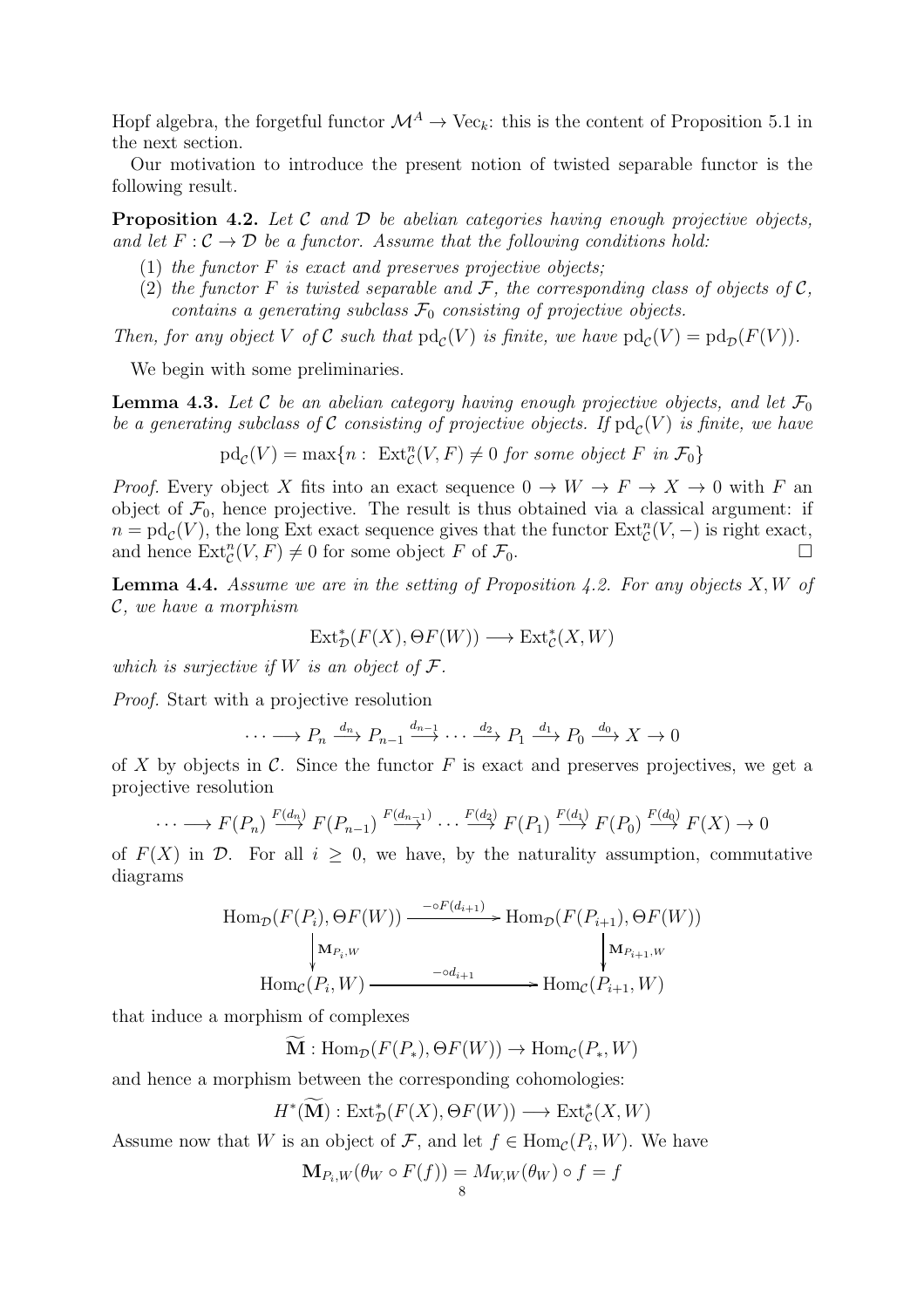Hopf algebra, the forgetful functor $\mathcal{M}^A \to \mathrm{Vec}_k$: this is the content of Proposition 5.1 in the next section.

Our motivation to introduce the present notion of twisted separable functor is the following result.

**Proposition 4.2.** *Let $\mathcal{C}$ and $\mathcal{D}$ be abelian categories having enough projective objects, and let $F : \mathcal{C} \to \mathcal{D}$ be a functor. Assume that the following conditions hold:*

1. *the functor $F$ is exact and preserves projective objects;*
2. *the functor $F$ is twisted separable and $\mathcal{F}$, the corresponding class of objects of $\mathcal{C}$, contains a generating subclass $\mathcal{F}_0$ consisting of projective objects.*

*Then, for any object $V$ of $\mathcal{C}$ such that $\mathrm{pd}_{\mathcal{C}}(V)$ is finite, we have $\mathrm{pd}_{\mathcal{C}}(V) = \mathrm{pd}_{\mathcal{D}}(F(V))$.*

We begin with some preliminaries.

**Lemma 4.3.** *Let $\mathcal{C}$ be an abelian category having enough projective objects, and let $\mathcal{F}_0$ be a generating subclass of $\mathcal{C}$ consisting of projective objects. If $\mathrm{pd}_{\mathcal{C}}(V)$ is finite, we have*

$$\mathrm{pd}_{\mathcal{C}}(V) = \max\{n : \ \mathrm{Ext}^n_{\mathcal{C}}(V, F) \neq 0 \text{ for some object } F \text{ in } \mathcal{F}_0\}$$

*Proof.* Every object $X$ fits into an exact sequence $0 \to W \to F \to X \to 0$ with $F$ an object of $\mathcal{F}_0$, hence projective. The result is thus obtained via a classical argument: if $n = \mathrm{pd}_{\mathcal{C}}(V)$, the long Ext exact sequence gives that the functor $\mathrm{Ext}^n_{\mathcal{C}}(V, -)$ is right exact, and hence $\mathrm{Ext}^n_{\mathcal{C}}(V, F) \neq 0$ for some object $F$ of $\mathcal{F}_0$. □

**Lemma 4.4.** *Assume we are in the setting of Proposition 4.2. For any objects $X, W$ of $\mathcal{C}$, we have a morphism*

$$\mathrm{Ext}^*_{\mathcal{D}}(F(X), \Theta F(W)) \longrightarrow \mathrm{Ext}^*_{\mathcal{C}}(X, W)$$

*which is surjective if $W$ is an object of $\mathcal{F}$.*

*Proof.* Start with a projective resolution

$$\cdots \longrightarrow P_n \xrightarrow{d_n} P_{n-1} \xrightarrow{d_{n-1}} \cdots \xrightarrow{d_2} P_1 \xrightarrow{d_1} P_0 \xrightarrow{d_0} X \to 0$$

of $X$ by objects in $\mathcal{C}$. Since the functor $F$ is exact and preserves projectives, we get a projective resolution

$$\cdots \longrightarrow F(P_n) \xrightarrow{F(d_n)} F(P_{n-1}) \xrightarrow{F(d_{n-1})} \cdots \xrightarrow{F(d_2)} F(P_1) \xrightarrow{F(d_1)} F(P_0) \xrightarrow{F(d_0)} F(X) \to 0$$

of $F(X)$ in $\mathcal{D}$. For all $i \geq 0$, we have, by the naturality assumption, commutative diagrams

$$\begin{array}{ccc} \mathrm{Hom}_{\mathcal{D}}(F(P_i), \Theta F(W)) & \xrightarrow{-\circ F(d_{i+1})} & \mathrm{Hom}_{\mathcal{D}}(F(P_{i+1}), \Theta F(W)) \\ \downarrow \mathbf{M}_{P_i, W} & & \downarrow \mathbf{M}_{P_{i+1}, W} \\ \mathrm{Hom}_{\mathcal{C}}(P_i, W) & \xrightarrow{-\circ d_{i+1}} & \mathrm{Hom}_{\mathcal{C}}(P_{i+1}, W) \end{array}$$

that induce a morphism of complexes

$$\widetilde{\mathbf{M}} : \mathrm{Hom}_{\mathcal{D}}(F(P_*), \Theta F(W)) \to \mathrm{Hom}_{\mathcal{C}}(P_*, W)$$

and hence a morphism between the corresponding cohomologies:

$$H^*(\widetilde{\mathbf{M}}) : \mathrm{Ext}^*_{\mathcal{D}}(F(X), \Theta F(W)) \longrightarrow \mathrm{Ext}^*_{\mathcal{C}}(X, W)$$

Assume now that $W$ is an object of $\mathcal{F}$, and let $f \in \mathrm{Hom}_{\mathcal{C}}(P_i, W)$. We have

$$\mathbf{M}_{P_i, W}(\theta_W \circ F(f)) = M_{W,W}(\theta_W) \circ f = f$$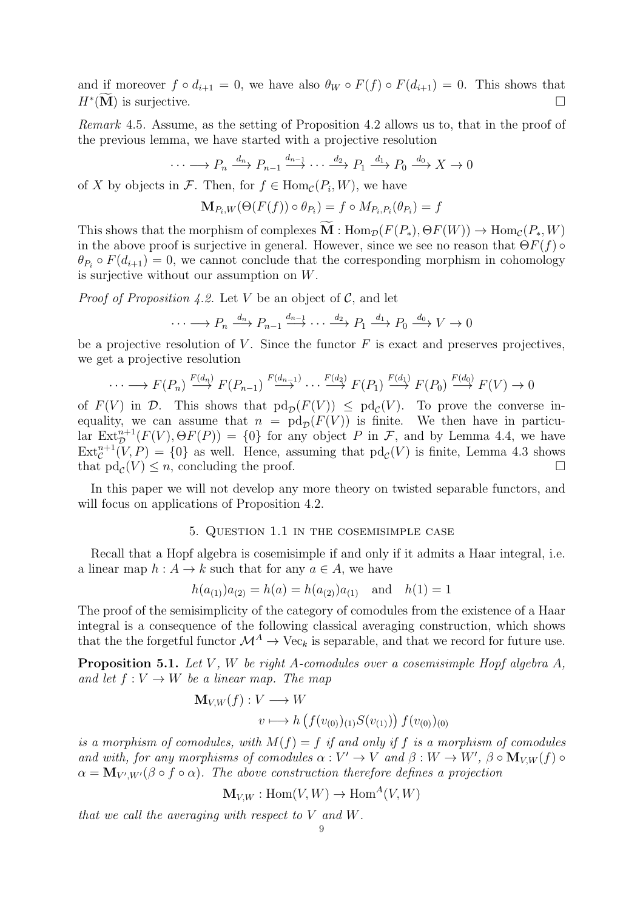and if moreover $f \circ d_{i+1} = 0$, we have also $\theta_W \circ F(f) \circ F(d_{i+1}) = 0$. This shows that $H^*(\widetilde{\mathbf{M}})$ is surjective. □

*Remark* 4.5. Assume, as the setting of Proposition 4.2 allows us to, that in the proof of the previous lemma, we have started with a projective resolution

$$\cdots \longrightarrow P_n \xrightarrow{d_n} P_{n-1} \xrightarrow{d_{n-1}} \cdots \xrightarrow{d_2} P_1 \xrightarrow{d_1} P_0 \xrightarrow{d_0} X \to 0$$

of $X$ by objects in $\mathcal{F}$. Then, for $f \in \mathrm{Hom}_{\mathcal{C}}(P_i, W)$, we have

$$\mathbf{M}_{P_i,W}(\Theta(F(f)) \circ \theta_{P_i}) = f \circ M_{P_i,P_i}(\theta_{P_i}) = f$$

This shows that the morphism of complexes $\widetilde{\mathbf{M}} : \mathrm{Hom}_{\mathcal{D}}(F(P_*), \Theta F(W)) \to \mathrm{Hom}_{\mathcal{C}}(P_*, W)$ in the above proof is surjective in general. However, since we see no reason that $\Theta F(f) \circ \theta_{P_i} \circ F(d_{i+1}) = 0$, we cannot conclude that the corresponding morphism in cohomology is surjective without our assumption on $W$.

*Proof of Proposition 4.2.* Let $V$ be an object of $\mathcal{C}$, and let

$$\cdots \longrightarrow P_n \xrightarrow{d_n} P_{n-1} \xrightarrow{d_{n-1}} \cdots \xrightarrow{d_2} P_1 \xrightarrow{d_1} P_0 \xrightarrow{d_0} V \to 0$$

be a projective resolution of $V$. Since the functor $F$ is exact and preserves projectives, we get a projective resolution

$$\cdots \longrightarrow F(P_n) \xrightarrow{F(d_n)} F(P_{n-1}) \xrightarrow{F(d_{n-1})} \cdots \xrightarrow{F(d_2)} F(P_1) \xrightarrow{F(d_1)} F(P_0) \xrightarrow{F(d_0)} F(V) \to 0$$

of $F(V)$ in $\mathcal{D}$. This shows that $\mathrm{pd}_{\mathcal{D}}(F(V)) \leq \mathrm{pd}_{\mathcal{C}}(V)$. To prove the converse inequality, we can assume that $n = \mathrm{pd}_{\mathcal{D}}(F(V))$ is finite. We then have in particular $\mathrm{Ext}^{n+1}_{\mathcal{D}}(F(V), \Theta F(P)) = \{0\}$ for any object $P$ in $\mathcal{F}$, and by Lemma 4.4, we have $\mathrm{Ext}^{n+1}_{\mathcal{C}}(V, P) = \{0\}$ as well. Hence, assuming that $\mathrm{pd}_{\mathcal{C}}(V)$ is finite, Lemma 4.3 shows that $\mathrm{pd}_{\mathcal{C}}(V) \leq n$, concluding the proof. □

In this paper we will not develop any more theory on twisted separable functors, and will focus on applications of Proposition 4.2.

## 5. Question 1.1 in the cosemisimple case

Recall that a Hopf algebra is cosemisimple if and only if it admits a Haar integral, i.e. a linear map $h : A \to k$ such that for any $a \in A$, we have

$$h(a_{(1)})a_{(2)} = h(a) = h(a_{(2)})a_{(1)} \quad \text{and} \quad h(1) = 1$$

The proof of the semisimplicity of the category of comodules from the existence of a Haar integral is a consequence of the following classical averaging construction, which shows that the the forgetful functor $\mathcal{M}^A \to \mathrm{Vec}_k$ is separable, and that we record for future use.

**Proposition 5.1.** *Let $V$, $W$ be right $A$-comodules over a cosemisimple Hopf algebra $A$, and let $f : V \to W$ be a linear map. The map*

$$\mathbf{M}_{V,W}(f) : V \longrightarrow W$$
$$v \longmapsto h\left(f(v_{(0)})_{(1)} S(v_{(1)})\right) f(v_{(0)})_{(0)}$$

*is a morphism of comodules, with $M(f) = f$ if and only if $f$ is a morphism of comodules and with, for any morphisms of comodules $\alpha : V' \to V$ and $\beta : W \to W'$, $\beta \circ \mathbf{M}_{V,W}(f) \circ \alpha = \mathbf{M}_{V',W'}(\beta \circ f \circ \alpha)$. The above construction therefore defines a projection*

$$\mathbf{M}_{V,W} : \mathrm{Hom}(V, W) \to \mathrm{Hom}^A(V, W)$$

*that we call the averaging with respect to $V$ and $W$.*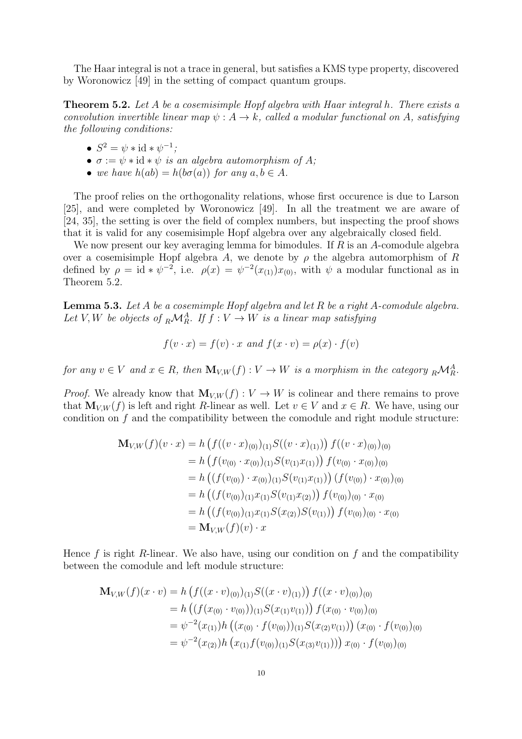The Haar integral is not a trace in general, but satisfies a KMS type property, discovered by Woronowicz [49] in the setting of compact quantum groups.

**Theorem 5.2.** *Let $A$ be a cosemisimple Hopf algebra with Haar integral $h$. There exists a convolution invertible linear map $\psi : A \to k$, called a modular functional on $A$, satisfying the following conditions:*

- $S^2 = \psi * \mathrm{id} * \psi^{-1}$*;*
- $\sigma := \psi * \mathrm{id} * \psi$ *is an algebra automorphism of $A$;*
- *we have $h(ab) = h(b\sigma(a))$ for any $a, b \in A$.*

The proof relies on the orthogonality relations, whose first occurence is due to Larson [25], and were completed by Woronowicz [49]. In all the treatment we are aware of [24, 35], the setting is over the field of complex numbers, but inspecting the proof shows that it is valid for any cosemisimple Hopf algebra over any algebraically closed field.

We now present our key averaging lemma for bimodules. If $R$ is an $A$-comodule algebra over a cosemisimple Hopf algebra $A$, we denote by $\rho$ the algebra automorphism of $R$ defined by $\rho = \mathrm{id} * \psi^{-2}$, i.e. $\rho(x) = \psi^{-2}(x_{(1)})x_{(0)}$, with $\psi$ a modular functional as in Theorem 5.2.

**Lemma 5.3.** *Let $A$ be a cosemimple Hopf algebra and let $R$ be a right $A$-comodule algebra. Let $V, W$ be objects of ${}_R\mathcal{M}_R^A$. If $f : V \to W$ is a linear map satisfying*

$$f(v \cdot x) = f(v) \cdot x \text{ and } f(x \cdot v) = \rho(x) \cdot f(v)$$

*for any $v \in V$ and $x \in R$, then $\mathbf{M}_{V,W}(f) : V \to W$ is a morphism in the category ${}_R\mathcal{M}_R^A$.*

*Proof.* We already know that $\mathbf{M}_{V,W}(f) : V \to W$ is colinear and there remains to prove that $\mathbf{M}_{V,W}(f)$ is left and right $R$-linear as well. Let $v \in V$ and $x \in R$. We have, using our condition on $f$ and the compatibility between the comodule and right module structure:

$$\begin{aligned}
\mathbf{M}_{V,W}(f)(v \cdot x) &= h\left(f((v \cdot x)_{(0)})_{(1)}S((v \cdot x)_{(1)})\right) f((v \cdot x)_{(0)})_{(0)} \\
&= h\left(f(v_{(0)} \cdot x_{(0)})_{(1)}S(v_{(1)}x_{(1)})\right) f(v_{(0)} \cdot x_{(0)})_{(0)} \\
&= h\left((f(v_{(0)}) \cdot x_{(0)})_{(1)}S(v_{(1)}x_{(1)})\right) (f(v_{(0)}) \cdot x_{(0)})_{(0)} \\
&= h\left((f(v_{(0)})_{(1)}x_{(1)}S(v_{(1)}x_{(2)})\right) f(v_{(0)})_{(0)} \cdot x_{(0)} \\
&= h\left((f(v_{(0)})_{(1)}x_{(1)}S(x_{(2)})S(v_{(1)})\right) f(v_{(0)})_{(0)} \cdot x_{(0)} \\
&= \mathbf{M}_{V,W}(f)(v) \cdot x
\end{aligned}$$

Hence $f$ is right $R$-linear. We also have, using our condition on $f$ and the compatibility between the comodule and left module structure:

$$\begin{aligned}
\mathbf{M}_{V,W}(f)(x \cdot v) &= h\left(f((x \cdot v)_{(0)})_{(1)}S((x \cdot v)_{(1)})\right) f((x \cdot v)_{(0)})_{(0)} \\
&= h\left((f(x_{(0)} \cdot v_{(0)}))_{(1)}S(x_{(1)}v_{(1)})\right) f(x_{(0)} \cdot v_{(0)})_{(0)} \\
&= \psi^{-2}(x_{(1)})h\left((x_{(0)} \cdot f(v_{(0)}))_{(1)}S(x_{(2)}v_{(1)})\right) (x_{(0)} \cdot f(v_{(0)})_{(0)} \\
&= \psi^{-2}(x_{(2)})h\left(x_{(1)}f(v_{(0)})_{(1)}S(x_{(3)}v_{(1)}))\right) x_{(0)} \cdot f(v_{(0)})_{(0)}
\end{aligned}$$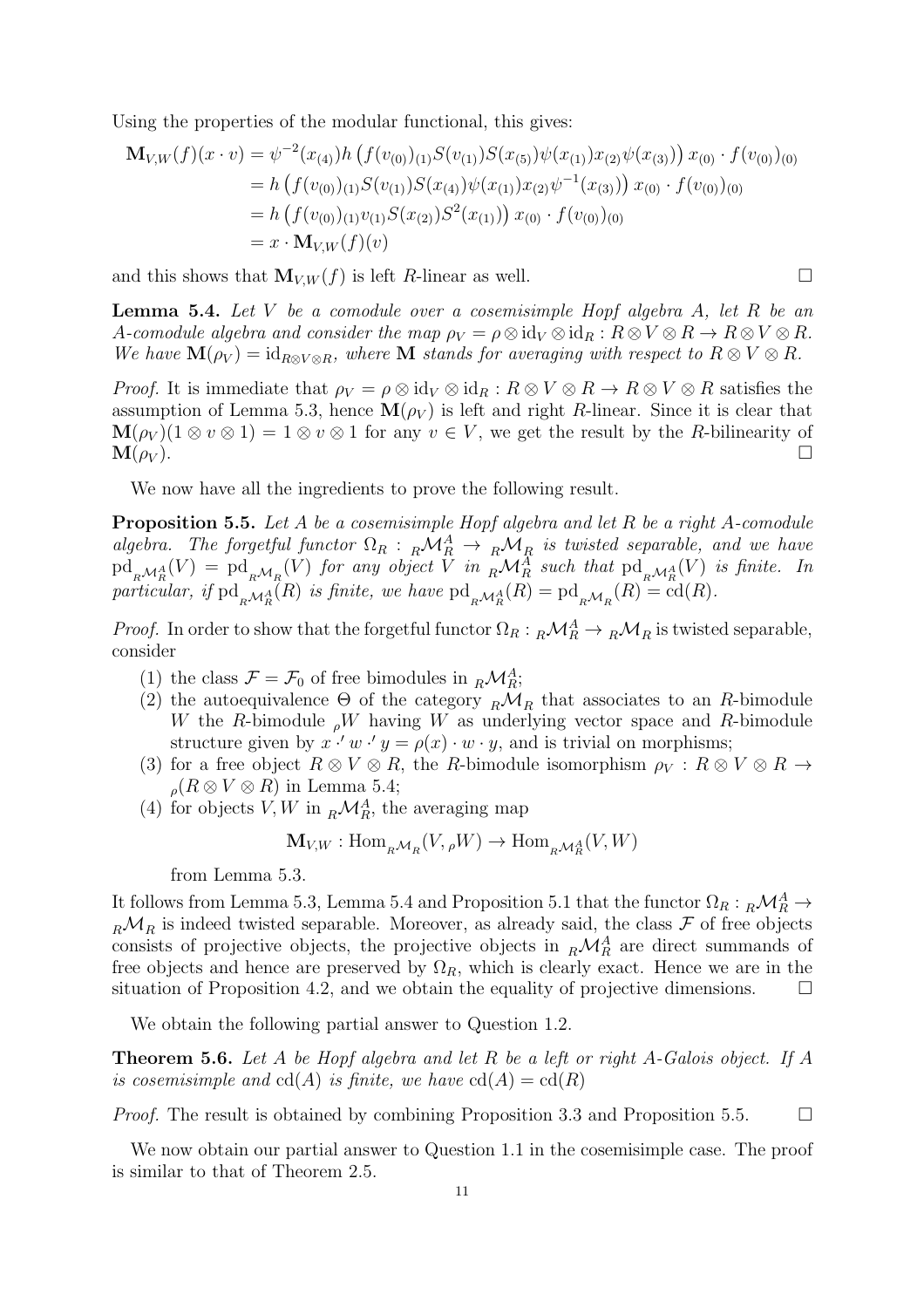Using the properties of the modular functional, this gives:

$$
\begin{aligned}
\mathbf{M}_{V,W}(f)(x\cdot v) &= \psi^{-2}(x_{(4)})h\left(f(v_{(0)})_{(1)}S(v_{(1)})S(x_{(5)})\psi(x_{(1)})x_{(2)}\psi(x_{(3)})\right)x_{(0)}\cdot f(v_{(0)})_{(0)}\\
&= h\left(f(v_{(0)})_{(1)}S(v_{(1)})S(x_{(4)})\psi(x_{(1)})x_{(2)}\psi^{-1}(x_{(3)})\right)x_{(0)}\cdot f(v_{(0)})_{(0)}\\
&= h\left(f(v_{(0)})_{(1)}v_{(1)}S(x_{(2)})S^2(x_{(1)})\right)x_{(0)}\cdot f(v_{(0)})_{(0)}\\
&= x\cdot \mathbf{M}_{V,W}(f)(v)
\end{aligned}
$$

and this shows that $\mathbf{M}_{V,W}(f)$ is left $R$-linear as well. $\square$

**Lemma 5.4.** *Let $V$ be a comodule over a cosemisimple Hopf algebra $A$, let $R$ be an $A$-comodule algebra and consider the map $\rho_V = \rho\otimes \mathrm{id}_V\otimes \mathrm{id}_R : R\otimes V\otimes R \to R\otimes V\otimes R$. We have $\mathbf{M}(\rho_V) = \mathrm{id}_{R\otimes V\otimes R}$, where $\mathbf{M}$ stands for averaging with respect to $R\otimes V\otimes R$.*

*Proof.* It is immediate that $\rho_V = \rho\otimes \mathrm{id}_V\otimes \mathrm{id}_R : R\otimes V\otimes R \to R\otimes V\otimes R$ satisfies the assumption of Lemma 5.3, hence $\mathbf{M}(\rho_V)$ is left and right $R$-linear. Since it is clear that $\mathbf{M}(\rho_V)(1\otimes v\otimes 1) = 1\otimes v\otimes 1$ for any $v\in V$, we get the result by the $R$-bilinearity of $\mathbf{M}(\rho_V)$. $\square$

We now have all the ingredients to prove the following result.

**Proposition 5.5.** *Let $A$ be a cosemisimple Hopf algebra and let $R$ be a right $A$-comodule algebra. The forgetful functor $\Omega_R : {}_R\mathcal{M}_R^A \to {}_R\mathcal{M}_R$ is twisted separable, and we have $\mathrm{pd}_{{}_R\mathcal{M}_R^A}(V) = \mathrm{pd}_{{}_R\mathcal{M}_R}(V)$ for any object $V$ in ${}_R\mathcal{M}_R^A$ such that $\mathrm{pd}_{{}_R\mathcal{M}_R^A}(V)$ is finite. In particular, if $\mathrm{pd}_{{}_R\mathcal{M}_R^A}(R)$ is finite, we have $\mathrm{pd}_{{}_R\mathcal{M}_R^A}(R) = \mathrm{pd}_{{}_R\mathcal{M}_R}(R) = \mathrm{cd}(R)$.*

*Proof.* In order to show that the forgetful functor $\Omega_R : {}_R\mathcal{M}_R^A \to {}_R\mathcal{M}_R$ is twisted separable, consider

1. the class $\mathcal{F} = \mathcal{F}_0$ of free bimodules in ${}_R\mathcal{M}_R^A$;
2. the autoequivalence $\Theta$ of the category ${}_R\mathcal{M}_R$ that associates to an $R$-bimodule $W$ the $R$-bimodule ${}_\rho W$ having $W$ as underlying vector space and $R$-bimodule structure given by $x\cdot' w\cdot' y = \rho(x)\cdot w\cdot y$, and is trivial on morphisms;
3. for a free object $R\otimes V\otimes R$, the $R$-bimodule isomorphism $\rho_V : R\otimes V\otimes R \to {}_\rho(R\otimes V\otimes R)$ in Lemma 5.4;
4. for objects $V, W$ in ${}_R\mathcal{M}_R^A$, the averaging map
$$\mathbf{M}_{V,W} : \mathrm{Hom}_{{}_R\mathcal{M}_R}(V, {}_\rho W) \to \mathrm{Hom}_{{}_R\mathcal{M}_R^A}(V, W)$$
from Lemma 5.3.

It follows from Lemma 5.3, Lemma 5.4 and Proposition 5.1 that the functor $\Omega_R : {}_R\mathcal{M}_R^A \to {}_R\mathcal{M}_R$ is indeed twisted separable. Moreover, as already said, the class $\mathcal{F}$ of free objects consists of projective objects, the projective objects in ${}_R\mathcal{M}_R^A$ are direct summands of free objects and hence are preserved by $\Omega_R$, which is clearly exact. Hence we are in the situation of Proposition 4.2, and we obtain the equality of projective dimensions. $\square$

We obtain the following partial answer to Question 1.2.

**Theorem 5.6.** *Let $A$ be Hopf algebra and let $R$ be a left or right $A$-Galois object. If $A$ is cosemisimple and $\mathrm{cd}(A)$ is finite, we have $\mathrm{cd}(A) = \mathrm{cd}(R)$*

*Proof.* The result is obtained by combining Proposition 3.3 and Proposition 5.5. $\square$

We now obtain our partial answer to Question 1.1 in the cosemisimple case. The proof is similar to that of Theorem 2.5.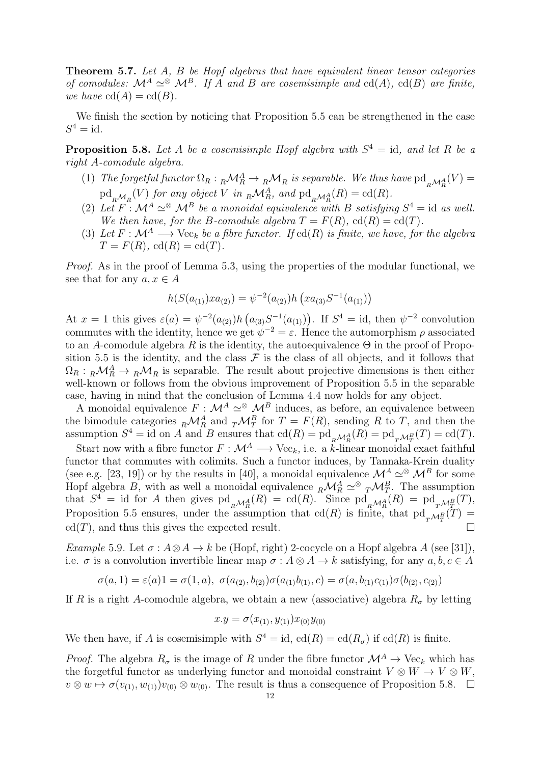**Theorem 5.7.** *Let $A$, $B$ be Hopf algebras that have equivalent linear tensor categories of comodules: $\mathcal{M}^A \simeq^{\otimes} \mathcal{M}^B$. If $A$ and $B$ are cosemisimple and $\mathrm{cd}(A)$, $\mathrm{cd}(B)$ are finite, we have $\mathrm{cd}(A) = \mathrm{cd}(B)$.*

We finish the section by noticing that Proposition 5.5 can be strengthened in the case $S^4 = \mathrm{id}$.

**Proposition 5.8.** *Let $A$ be a cosemisimple Hopf algebra with $S^4 = \mathrm{id}$, and let $R$ be a right $A$-comodule algebra.*

1. *The forgetful functor $\Omega_R : {}_R\mathcal{M}_R^A \to {}_R\mathcal{M}_R$ is separable. We thus have $\mathrm{pd}_{{}_R\mathcal{M}_R^A}(V) = \mathrm{pd}_{{}_R\mathcal{M}_R}(V)$ for any object $V$ in ${}_R\mathcal{M}_R^A$, and $\mathrm{pd}_{{}_R\mathcal{M}_R^A}(R) = \mathrm{cd}(R)$.*
2. *Let $F : \mathcal{M}^A \simeq^{\otimes} \mathcal{M}^B$ be a monoidal equivalence with $B$ satisfying $S^4 = \mathrm{id}$ as well. We then have, for the $B$-comodule algebra $T = F(R)$, $\mathrm{cd}(R) = \mathrm{cd}(T)$.*
3. *Let $F : \mathcal{M}^A \longrightarrow \mathrm{Vec}_k$ be a fibre functor. If $\mathrm{cd}(R)$ is finite, we have, for the algebra $T = F(R)$, $\mathrm{cd}(R) = \mathrm{cd}(T)$.*

*Proof.* As in the proof of Lemma 5.3, using the properties of the modular functional, we see that for any $a, x \in A$

$$h(S(a_{(1)})xa_{(2)}) = \psi^{-2}(a_{(2)})h\left(xa_{(3)}S^{-1}(a_{(1)})\right)$$

At $x = 1$ this gives $\varepsilon(a) = \psi^{-2}(a_{(2)})h\left(a_{(3)}S^{-1}(a_{(1)})\right)$. If $S^4 = \mathrm{id}$, then $\psi^{-2}$ convolution commutes with the identity, hence we get $\psi^{-2} = \varepsilon$. Hence the automorphism $\rho$ associated to an $A$-comodule algebra $R$ is the identity, the autoequivalence $\Theta$ in the proof of Proposition 5.5 is the identity, and the class $\mathcal{F}$ is the class of all objects, and it follows that $\Omega_R : {}_R\mathcal{M}_R^A \to {}_R\mathcal{M}_R$ is separable. The result about projective dimensions is then either well-known or follows from the obvious improvement of Proposition 5.5 in the separable case, having in mind that the conclusion of Lemma 4.4 now holds for any object.

A monoidal equivalence $F : \mathcal{M}^A \simeq^{\otimes} \mathcal{M}^B$ induces, as before, an equivalence between the bimodule categories ${}_R\mathcal{M}_R^A$ and ${}_T\mathcal{M}_T^B$ for $T = F(R)$, sending $R$ to $T$, and then the assumption $S^4 = \mathrm{id}$ on $A$ and $B$ ensures that $\mathrm{cd}(R) = \mathrm{pd}_{{}_R\mathcal{M}_R^A}(R) = \mathrm{pd}_{{}_T\mathcal{M}_T^B}(T) = \mathrm{cd}(T)$.

Start now with a fibre functor $F : \mathcal{M}^A \longrightarrow \mathrm{Vec}_k$, i.e. a $k$-linear monoidal exact faithful functor that commutes with colimits. Such a functor induces, by Tannaka-Krein duality (see e.g. [23, 19]) or by the results in [40], a monoidal equivalence $\mathcal{M}^A \simeq^{\otimes} \mathcal{M}^B$ for some Hopf algebra $B$, with as well a monoidal equivalence ${}_R\mathcal{M}_R^A \simeq^{\otimes} {}_T\mathcal{M}_T^B$. The assumption that $S^4 = \mathrm{id}$ for $A$ then gives $\mathrm{pd}_{{}_R\mathcal{M}_R^A}(R) = \mathrm{cd}(R)$. Since $\mathrm{pd}_{{}_R\mathcal{M}_R^A}(R) = \mathrm{pd}_{{}_T\mathcal{M}_T^B}(T)$, Proposition 5.5 ensures, under the assumption that $\mathrm{cd}(R)$ is finite, that $\mathrm{pd}_{{}_T\mathcal{M}_T^B}(T) = \mathrm{cd}(T)$, and thus this gives the expected result. $\square$

*Example* 5.9. Let $\sigma : A \otimes A \to k$ be (Hopf, right) 2-cocycle on a Hopf algebra $A$ (see [31]), i.e. $\sigma$ is a convolution invertible linear map $\sigma : A \otimes A \to k$ satisfying, for any $a, b, c \in A$

$$\sigma(a, 1) = \varepsilon(a)1 = \sigma(1, a), \ \sigma(a_{(2)}, b_{(2)})\sigma(a_{(1)}b_{(1)}, c) = \sigma(a, b_{(1)}c_{(1)})\sigma(b_{(2)}, c_{(2)})$$

If $R$ is a right $A$-comodule algebra, we obtain a new (associative) algebra $R_\sigma$ by letting

$$x.y = \sigma(x_{(1)}, y_{(1)})x_{(0)}y_{(0)}$$

We then have, if $A$ is cosemisimple with $S^4 = \mathrm{id}$, $\mathrm{cd}(R) = \mathrm{cd}(R_\sigma)$ if $\mathrm{cd}(R)$ is finite.

*Proof.* The algebra $R_\sigma$ is the image of $R$ under the fibre functor $\mathcal{M}^A \to \mathrm{Vec}_k$ which has the forgetful functor as underlying functor and monoidal constraint $V \otimes W \to V \otimes W$, $v \otimes w \mapsto \sigma(v_{(1)}, w_{(1)})v_{(0)} \otimes w_{(0)}$. The result is thus a consequence of Proposition 5.8. $\square$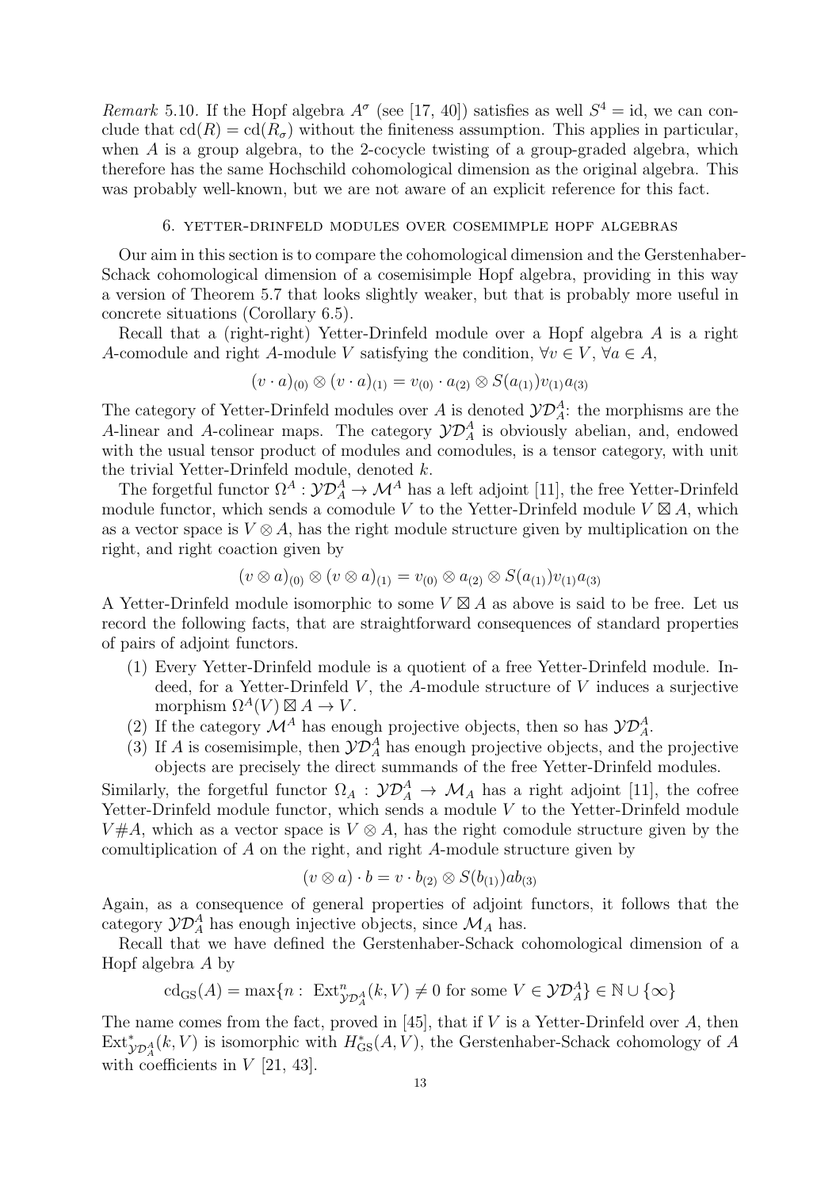*Remark* 5.10. If the Hopf algebra $A^\sigma$ (see [17, 40]) satisfies as well $S^4 = \mathrm{id}$, we can conclude that $\mathrm{cd}(R) = \mathrm{cd}(R_\sigma)$ without the finiteness assumption. This applies in particular, when $A$ is a group algebra, to the 2-cocycle twisting of a group-graded algebra, which therefore has the same Hochschild cohomological dimension as the original algebra. This was probably well-known, but we are not aware of an explicit reference for this fact.

## 6. Yetter-Drinfeld modules over cosemimple Hopf algebras

Our aim in this section is to compare the cohomological dimension and the Gerstenhaber-Schack cohomological dimension of a cosemisimple Hopf algebra, providing in this way a version of Theorem 5.7 that looks slightly weaker, but that is probably more useful in concrete situations (Corollary 6.5).

Recall that a (right-right) Yetter-Drinfeld module over a Hopf algebra $A$ is a right $A$-comodule and right $A$-module $V$ satisfying the condition, $\forall v \in V$, $\forall a \in A$,

$$(v \cdot a)_{(0)} \otimes (v \cdot a)_{(1)} = v_{(0)} \cdot a_{(2)} \otimes S(a_{(1)})v_{(1)}a_{(3)}$$

The category of Yetter-Drinfeld modules over $A$ is denoted $\mathcal{YD}_A^A$: the morphisms are the $A$-linear and $A$-colinear maps. The category $\mathcal{YD}_A^A$ is obviously abelian, and, endowed with the usual tensor product of modules and comodules, is a tensor category, with unit the trivial Yetter-Drinfeld module, denoted $k$.

The forgetful functor $\Omega^A : \mathcal{YD}_A^A \to \mathcal{M}^A$ has a left adjoint [11], the free Yetter-Drinfeld module functor, which sends a comodule $V$ to the Yetter-Drinfeld module $V \boxtimes A$, which as a vector space is $V \otimes A$, has the right module structure given by multiplication on the right, and right coaction given by

$$(v \otimes a)_{(0)} \otimes (v \otimes a)_{(1)} = v_{(0)} \otimes a_{(2)} \otimes S(a_{(1)})v_{(1)}a_{(3)}$$

A Yetter-Drinfeld module isomorphic to some $V \boxtimes A$ as above is said to be free. Let us record the following facts, that are straightforward consequences of standard properties of pairs of adjoint functors.

1. Every Yetter-Drinfeld module is a quotient of a free Yetter-Drinfeld module. Indeed, for a Yetter-Drinfeld $V$, the $A$-module structure of $V$ induces a surjective morphism $\Omega^A(V) \boxtimes A \to V$.
2. If the category $\mathcal{M}^A$ has enough projective objects, then so has $\mathcal{YD}_A^A$.
3. If $A$ is cosemisimple, then $\mathcal{YD}_A^A$ has enough projective objects, and the projective objects are precisely the direct summands of the free Yetter-Drinfeld modules.

Similarly, the forgetful functor $\Omega_A : \mathcal{YD}_A^A \to \mathcal{M}_A$ has a right adjoint [11], the cofree Yetter-Drinfeld module functor, which sends a module $V$ to the Yetter-Drinfeld module $V \# A$, which as a vector space is $V \otimes A$, has the right comodule structure given by the comultiplication of $A$ on the right, and right $A$-module structure given by

$$(v \otimes a) \cdot b = v \cdot b_{(2)} \otimes S(b_{(1)})ab_{(3)}$$

Again, as a consequence of general properties of adjoint functors, it follows that the category $\mathcal{YD}_A^A$ has enough injective objects, since $\mathcal{M}_A$ has.

Recall that we have defined the Gerstenhaber-Schack cohomological dimension of a Hopf algebra $A$ by

$$\mathrm{cd}_{\mathrm{GS}}(A) = \max\{n : \ \mathrm{Ext}^n_{\mathcal{YD}_A^A}(k, V) \neq 0 \text{ for some } V \in \mathcal{YD}_A^A\} \in \mathbb{N} \cup \{\infty\}$$

The name comes from the fact, proved in [45], that if $V$ is a Yetter-Drinfeld over $A$, then $\mathrm{Ext}^*_{\mathcal{YD}_A^A}(k, V)$ is isomorphic with $H^*_{\mathrm{GS}}(A, V)$, the Gerstenhaber-Schack cohomology of $A$ with coefficients in $V$ [21, 43].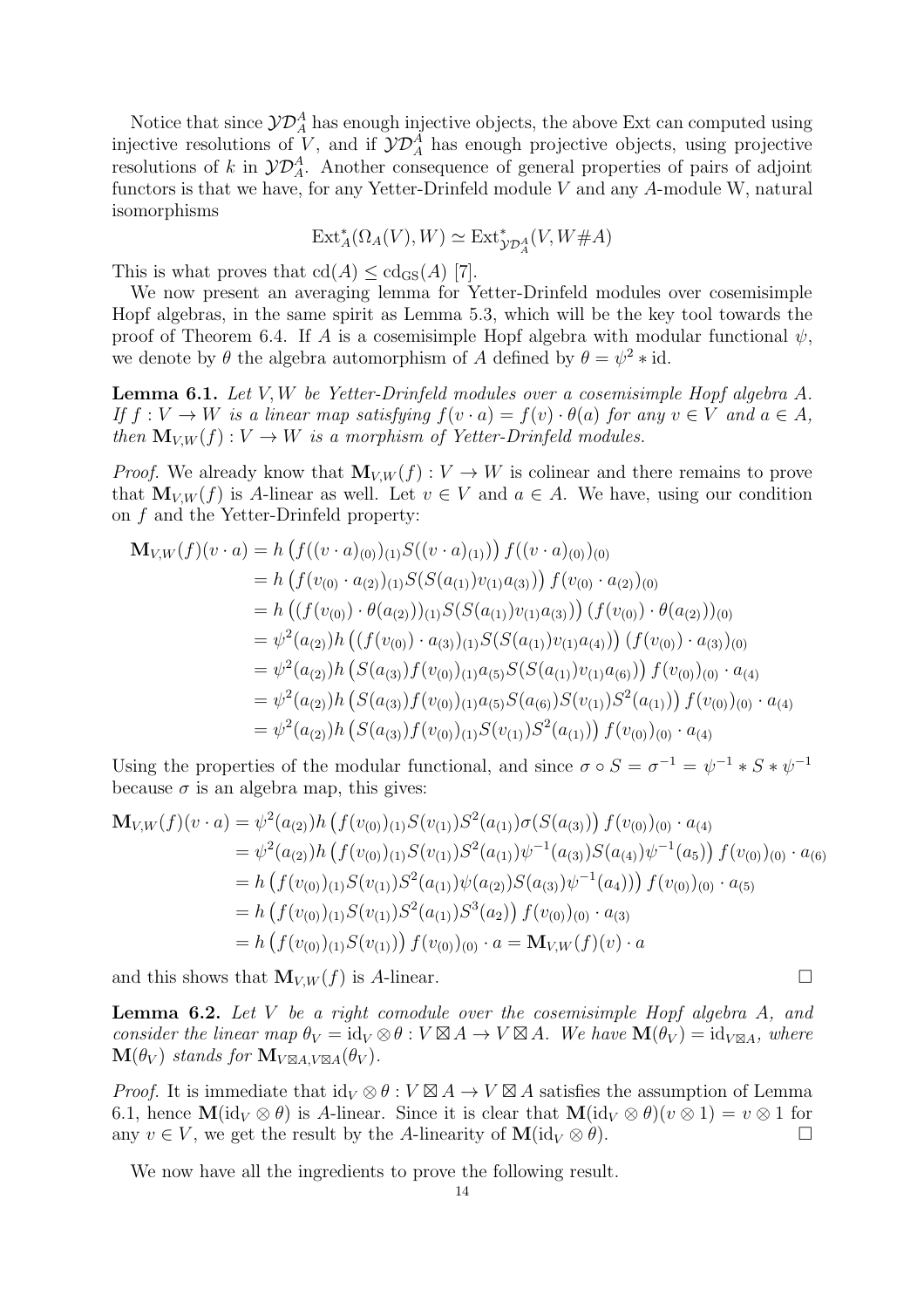Notice that since $\mathcal{YD}_A^A$ has enough injective objects, the above Ext can computed using injective resolutions of $V$, and if $\mathcal{YD}_A^A$ has enough projective objects, using projective resolutions of $k$ in $\mathcal{YD}_A^A$. Another consequence of general properties of pairs of adjoint functors is that we have, for any Yetter-Drinfeld module $V$ and any $A$-module W, natural isomorphisms

$$\mathrm{Ext}_A^*(\Omega_A(V), W) \simeq \mathrm{Ext}^*_{\mathcal{YD}_A^A}(V, W\#A)$$

This is what proves that $\mathrm{cd}(A) \leq \mathrm{cd}_{\mathrm{GS}}(A)$ [7].

We now present an averaging lemma for Yetter-Drinfeld modules over cosemisimple Hopf algebras, in the same spirit as Lemma 5.3, which will be the key tool towards the proof of Theorem 6.4. If $A$ is a cosemisimple Hopf algebra with modular functional $\psi$, we denote by $\theta$ the algebra automorphism of $A$ defined by $\theta = \psi^2 * \mathrm{id}$.

**Lemma 6.1.** *Let $V, W$ be Yetter-Drinfeld modules over a cosemisimple Hopf algebra $A$. If $f : V \to W$ is a linear map satisfying $f(v \cdot a) = f(v) \cdot \theta(a)$ for any $v \in V$ and $a \in A$, then $\mathbf{M}_{V,W}(f) : V \to W$ is a morphism of Yetter-Drinfeld modules.*

*Proof.* We already know that $\mathbf{M}_{V,W}(f) : V \to W$ is colinear and there remains to prove that $\mathbf{M}_{V,W}(f)$ is $A$-linear as well. Let $v \in V$ and $a \in A$. We have, using our condition on $f$ and the Yetter-Drinfeld property:

$$\begin{aligned}
\mathbf{M}_{V,W}(f)(v \cdot a) &= h\left(f((v \cdot a)_{(0)})_{(1)} S((v \cdot a)_{(1)})\right) f((v \cdot a)_{(0)})_{(0)} \\
&= h\left(f(v_{(0)} \cdot a_{(2)})_{(1)} S(S(a_{(1)}) v_{(1)} a_{(3)})\right) f(v_{(0)} \cdot a_{(2)})_{(0)} \\
&= h\left((f(v_{(0)}) \cdot \theta(a_{(2)}))_{(1)} S(S(a_{(1)}) v_{(1)} a_{(3)})\right) (f(v_{(0)}) \cdot \theta(a_{(2)}))_{(0)} \\
&= \psi^2(a_{(2)}) h\left((f(v_{(0)}) \cdot a_{(3)})_{(1)} S(S(a_{(1)}) v_{(1)} a_{(4)})\right) (f(v_{(0)}) \cdot a_{(3)})_{(0)} \\
&= \psi^2(a_{(2)}) h\left(S(a_{(3)}) f(v_{(0)})_{(1)} a_{(5)} S(S(a_{(1)}) v_{(1)} a_{(6)})\right) f(v_{(0)})_{(0)} \cdot a_{(4)} \\
&= \psi^2(a_{(2)}) h\left(S(a_{(3)}) f(v_{(0)})_{(1)} a_{(5)} S(a_{(6)}) S(v_{(1)}) S^2(a_{(1)})\right) f(v_{(0)})_{(0)} \cdot a_{(4)} \\
&= \psi^2(a_{(2)}) h\left(S(a_{(3)}) f(v_{(0)})_{(1)} S(v_{(1)}) S^2(a_{(1)})\right) f(v_{(0)})_{(0)} \cdot a_{(4)}
\end{aligned}$$

Using the properties of the modular functional, and since $\sigma \circ S = \sigma^{-1} = \psi^{-1} * S * \psi^{-1}$ because $\sigma$ is an algebra map, this gives:

$$\begin{aligned}
\mathbf{M}_{V,W}(f)(v \cdot a) &= \psi^2(a_{(2)}) h\left(f(v_{(0)})_{(1)} S(v_{(1)}) S^2(a_{(1)}) \sigma(S(a_{(3)}))\right) f(v_{(0)})_{(0)} \cdot a_{(4)} \\
&= \psi^2(a_{(2)}) h\left(f(v_{(0)})_{(1)} S(v_{(1)}) S^2(a_{(1)}) \psi^{-1}(a_{(3)}) S(a_{(4)}) \psi^{-1}(a_5)\right) f(v_{(0)})_{(0)} \cdot a_{(6)} \\
&= h\left(f(v_{(0)})_{(1)} S(v_{(1)}) S^2(a_{(1)}) \psi(a_{(2)}) S(a_{(3)}) \psi^{-1}(a_4))\right) f(v_{(0)})_{(0)} \cdot a_{(5)} \\
&= h\left(f(v_{(0)})_{(1)} S(v_{(1)}) S^2(a_{(1)}) S^3(a_2)\right) f(v_{(0)})_{(0)} \cdot a_{(3)} \\
&= h\left(f(v_{(0)})_{(1)} S(v_{(1)})\right) f(v_{(0)})_{(0)} \cdot a = \mathbf{M}_{V,W}(f)(v) \cdot a
\end{aligned}$$

and this shows that $\mathbf{M}_{V,W}(f)$ is $A$-linear. $\square$

**Lemma 6.2.** *Let $V$ be a right comodule over the cosemisimple Hopf algebra $A$, and consider the linear map $\theta_V = \mathrm{id}_V \otimes \theta : V \boxtimes A \to V \boxtimes A$. We have $\mathbf{M}(\theta_V) = \mathrm{id}_{V \boxtimes A}$, where $\mathbf{M}(\theta_V)$ stands for $\mathbf{M}_{V \boxtimes A, V \boxtimes A}(\theta_V)$.*

*Proof.* It is immediate that $\mathrm{id}_V \otimes \theta : V \boxtimes A \to V \boxtimes A$ satisfies the assumption of Lemma 6.1, hence $\mathbf{M}(\mathrm{id}_V \otimes \theta)$ is $A$-linear. Since it is clear that $\mathbf{M}(\mathrm{id}_V \otimes \theta)(v \otimes 1) = v \otimes 1$ for any $v \in V$, we get the result by the $A$-linearity of $\mathbf{M}(\mathrm{id}_V \otimes \theta)$. $\square$

We now have all the ingredients to prove the following result.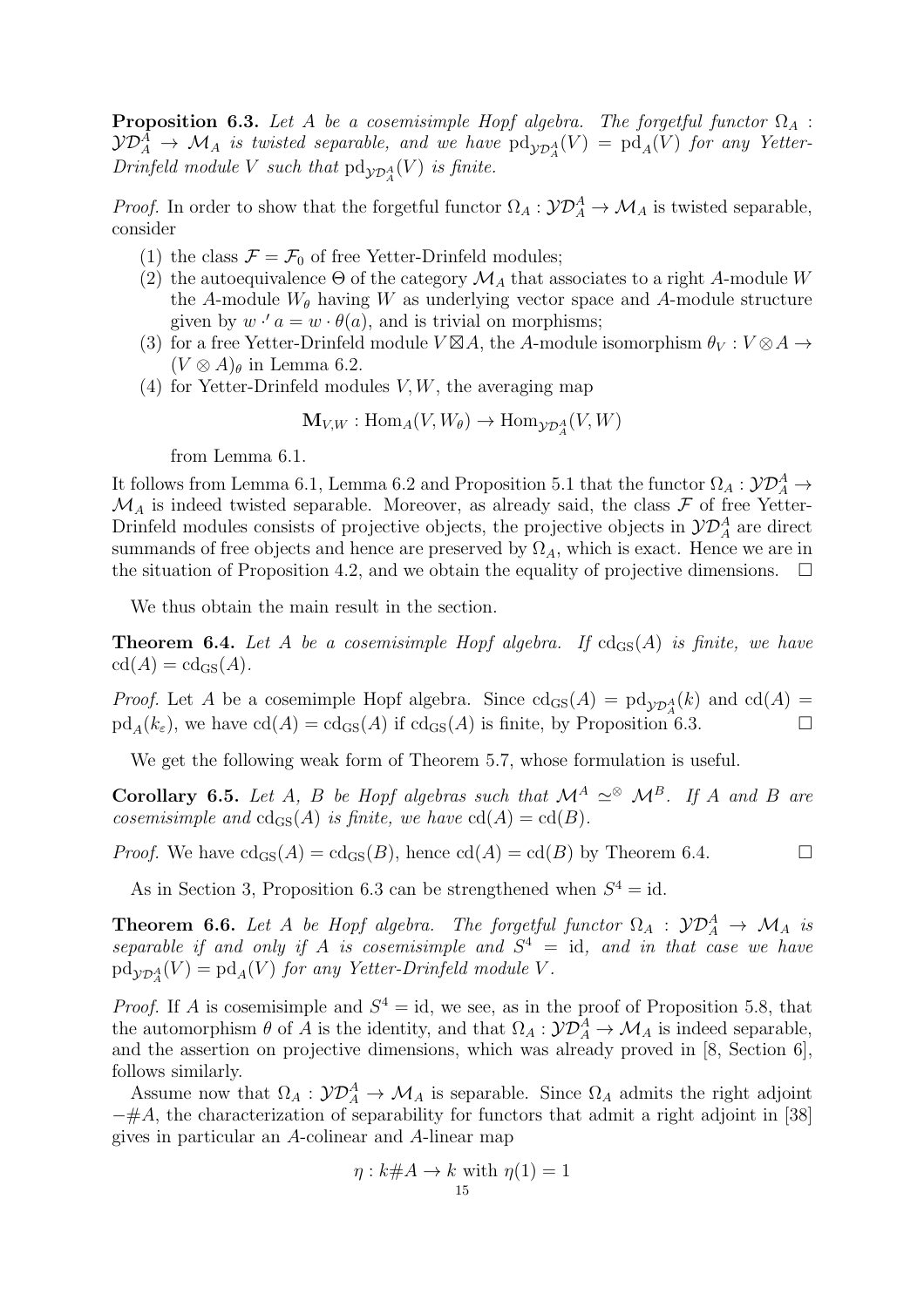**Proposition 6.3.** *Let $A$ be a cosemisimple Hopf algebra. The forgetful functor $\Omega_A : \mathcal{YD}_A^A \to \mathcal{M}_A$ is twisted separable, and we have $\mathrm{pd}_{\mathcal{YD}_A^A}(V) = \mathrm{pd}_A(V)$ for any Yetter-Drinfeld module $V$ such that $\mathrm{pd}_{\mathcal{YD}_A^A}(V)$ is finite.*

*Proof.* In order to show that the forgetful functor $\Omega_A : \mathcal{YD}_A^A \to \mathcal{M}_A$ is twisted separable, consider

1. the class $\mathcal{F} = \mathcal{F}_0$ of free Yetter-Drinfeld modules;
2. the autoequivalence $\Theta$ of the category $\mathcal{M}_A$ that associates to a right $A$-module $W$ the $A$-module $W_\theta$ having $W$ as underlying vector space and $A$-module structure given by $w \cdot' a = w \cdot \theta(a)$, and is trivial on morphisms;
3. for a free Yetter-Drinfeld module $V \boxtimes A$, the $A$-module isomorphism $\theta_V : V \otimes A \to (V \otimes A)_\theta$ in Lemma 6.2.
4. for Yetter-Drinfeld modules $V, W$, the averaging map

$$\mathbf{M}_{V,W} : \mathrm{Hom}_A(V, W_\theta) \to \mathrm{Hom}_{\mathcal{YD}_A^A}(V, W)$$

from Lemma 6.1.

It follows from Lemma 6.1, Lemma 6.2 and Proposition 5.1 that the functor $\Omega_A : \mathcal{YD}_A^A \to \mathcal{M}_A$ is indeed twisted separable. Moreover, as already said, the class $\mathcal{F}$ of free Yetter-Drinfeld modules consists of projective objects, the projective objects in $\mathcal{YD}_A^A$ are direct summands of free objects and hence are preserved by $\Omega_A$, which is exact. Hence we are in the situation of Proposition 4.2, and we obtain the equality of projective dimensions. $\square$

We thus obtain the main result in the section.

**Theorem 6.4.** *Let $A$ be a cosemisimple Hopf algebra. If $\mathrm{cd}_{\mathrm{GS}}(A)$ is finite, we have $\mathrm{cd}(A) = \mathrm{cd}_{\mathrm{GS}}(A)$.*

*Proof.* Let $A$ be a cosemimple Hopf algebra. Since $\mathrm{cd}_{\mathrm{GS}}(A) = \mathrm{pd}_{\mathcal{YD}_A^A}(k)$ and $\mathrm{cd}(A) = \mathrm{pd}_A(k_\varepsilon)$, we have $\mathrm{cd}(A) = \mathrm{cd}_{\mathrm{GS}}(A)$ if $\mathrm{cd}_{\mathrm{GS}}(A)$ is finite, by Proposition 6.3. $\square$

We get the following weak form of Theorem 5.7, whose formulation is useful.

**Corollary 6.5.** *Let $A$, $B$ be Hopf algebras such that $\mathcal{M}^A \simeq^\otimes \mathcal{M}^B$. If $A$ and $B$ are cosemisimple and $\mathrm{cd}_{\mathrm{GS}}(A)$ is finite, we have $\mathrm{cd}(A) = \mathrm{cd}(B)$.*

*Proof.* We have $\mathrm{cd}_{\mathrm{GS}}(A) = \mathrm{cd}_{\mathrm{GS}}(B)$, hence $\mathrm{cd}(A) = \mathrm{cd}(B)$ by Theorem 6.4. $\square$

As in Section 3, Proposition 6.3 can be strengthened when $S^4 = \mathrm{id}$.

**Theorem 6.6.** *Let $A$ be Hopf algebra. The forgetful functor $\Omega_A : \mathcal{YD}_A^A \to \mathcal{M}_A$ is separable if and only if $A$ is cosemisimple and $S^4 = \mathrm{id}$, and in that case we have $\mathrm{pd}_{\mathcal{YD}_A^A}(V) = \mathrm{pd}_A(V)$ for any Yetter-Drinfeld module $V$.*

*Proof.* If $A$ is cosemisimple and $S^4 = \mathrm{id}$, we see, as in the proof of Proposition 5.8, that the automorphism $\theta$ of $A$ is the identity, and that $\Omega_A : \mathcal{YD}_A^A \to \mathcal{M}_A$ is indeed separable, and the assertion on projective dimensions, which was already proved in [8, Section 6], follows similarly.

Assume now that $\Omega_A : \mathcal{YD}_A^A \to \mathcal{M}_A$ is separable. Since $\Omega_A$ admits the right adjoint $-\#A$, the characterization of separability for functors that admit a right adjoint in [38] gives in particular an $A$-colinear and $A$-linear map

$$\eta : k\#A \to k \text{ with } \eta(1) = 1$$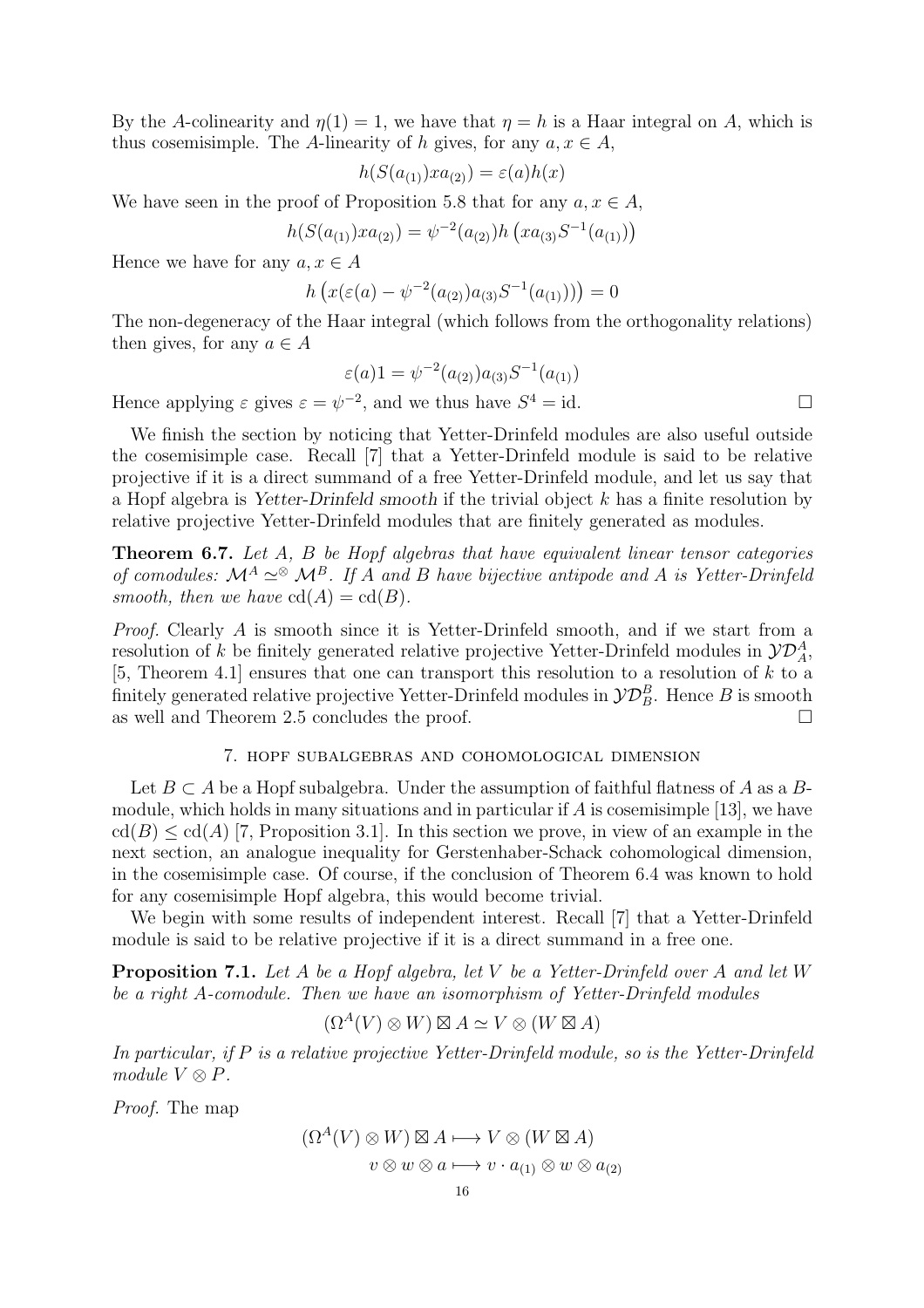By the $A$-colinearity and $\eta(1) = 1$, we have that $\eta = h$ is a Haar integral on $A$, which is thus cosemisimple. The $A$-linearity of $h$ gives, for any $a, x \in A$,

$$h(S(a_{(1)})xa_{(2)}) = \varepsilon(a)h(x)$$

We have seen in the proof of Proposition 5.8 that for any $a, x \in A$,

$$h(S(a_{(1)})xa_{(2)}) = \psi^{-2}(a_{(2)})h\left(xa_{(3)}S^{-1}(a_{(1)})\right)$$

Hence we have for any $a, x \in A$

$$h\left(x(\varepsilon(a) - \psi^{-2}(a_{(2)})a_{(3)}S^{-1}(a_{(1)}))\right) = 0$$

The non-degeneracy of the Haar integral (which follows from the orthogonality relations) then gives, for any $a \in A$

$$\varepsilon(a)1 = \psi^{-2}(a_{(2)})a_{(3)}S^{-1}(a_{(1)})$$

Hence applying $\varepsilon$ gives $\varepsilon = \psi^{-2}$, and we thus have $S^4 = \mathrm{id}$. □

We finish the section by noticing that Yetter-Drinfeld modules are also useful outside the cosemisimple case. Recall [7] that a Yetter-Drinfeld module is said to be relative projective if it is a direct summand of a free Yetter-Drinfeld module, and let us say that a Hopf algebra is *Yetter-Drinfeld smooth* if the trivial object $k$ has a finite resolution by relative projective Yetter-Drinfeld modules that are finitely generated as modules.

**Theorem 6.7.** *Let $A$, $B$ be Hopf algebras that have equivalent linear tensor categories of comodules: $\mathcal{M}^A \simeq^{\otimes} \mathcal{M}^B$. If $A$ and $B$ have bijective antipode and $A$ is Yetter-Drinfeld smooth, then we have $\mathrm{cd}(A) = \mathrm{cd}(B)$.*

*Proof.* Clearly $A$ is smooth since it is Yetter-Drinfeld smooth, and if we start from a resolution of $k$ be finitely generated relative projective Yetter-Drinfeld modules in $\mathcal{YD}_A^A$, [5, Theorem 4.1] ensures that one can transport this resolution to a resolution of $k$ to a finitely generated relative projective Yetter-Drinfeld modules in $\mathcal{YD}_B^B$. Hence $B$ is smooth as well and Theorem 2.5 concludes the proof. □

## 7. Hopf subalgebras and cohomological dimension

Let $B \subset A$ be a Hopf subalgebra. Under the assumption of faithful flatness of $A$ as a $B$-module, which holds in many situations and in particular if $A$ is cosemisimple [13], we have $\mathrm{cd}(B) \leq \mathrm{cd}(A)$ [7, Proposition 3.1]. In this section we prove, in view of an example in the next section, an analogue inequality for Gerstenhaber-Schack cohomological dimension, in the cosemisimple case. Of course, if the conclusion of Theorem 6.4 was known to hold for any cosemisimple Hopf algebra, this would become trivial.

We begin with some results of independent interest. Recall [7] that a Yetter-Drinfeld module is said to be relative projective if it is a direct summand in a free one.

**Proposition 7.1.** *Let $A$ be a Hopf algebra, let $V$ be a Yetter-Drinfeld over $A$ and let $W$ be a right $A$-comodule. Then we have an isomorphism of Yetter-Drinfeld modules*

$$(\Omega^A(V) \otimes W) \boxtimes A \simeq V \otimes (W \boxtimes A)$$

*In particular, if $P$ is a relative projective Yetter-Drinfeld module, so is the Yetter-Drinfeld module $V \otimes P$.*

*Proof.* The map

$$(\Omega^A(V) \otimes W) \boxtimes A \longmapsto V \otimes (W \boxtimes A)$$
$$v \otimes w \otimes a \longmapsto v \cdot a_{(1)} \otimes w \otimes a_{(2)}$$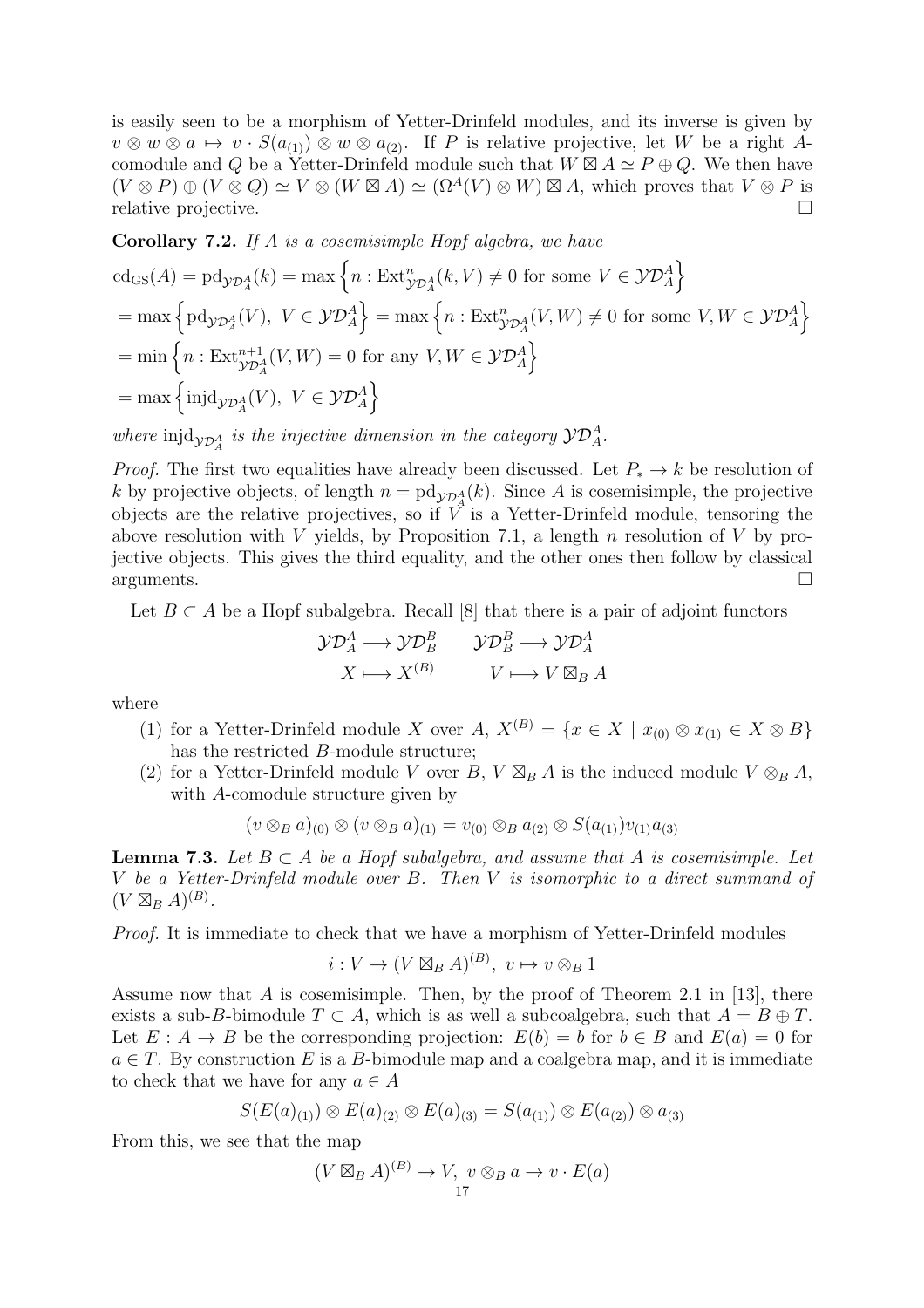is easily seen to be a morphism of Yetter-Drinfeld modules, and its inverse is given by $v \otimes w \otimes a \mapsto v \cdot S(a_{(1)}) \otimes w \otimes a_{(2)}$. If $P$ is relative projective, let $W$ be a right $A$-comodule and $Q$ be a Yetter-Drinfeld module such that $W \boxtimes A \simeq P \oplus Q$. We then have $(V \otimes P) \oplus (V \otimes Q) \simeq V \otimes (W \boxtimes A) \simeq (\Omega^A(V) \otimes W) \boxtimes A$, which proves that $V \otimes P$ is relative projective. $\square$

**Corollary 7.2.** *If $A$ is a cosemisimple Hopf algebra, we have*

$$
\begin{aligned}
&\mathrm{cd}_{\mathrm{GS}}(A) = \mathrm{pd}_{\mathcal{YD}_A^A}(k) = \max\left\{n : \mathrm{Ext}^n_{\mathcal{YD}_A^A}(k, V) \neq 0 \text{ for some } V \in \mathcal{YD}_A^A\right\} \\
&= \max\left\{\mathrm{pd}_{\mathcal{YD}_A^A}(V),\ V \in \mathcal{YD}_A^A\right\} = \max\left\{n : \mathrm{Ext}^n_{\mathcal{YD}_A^A}(V, W) \neq 0 \text{ for some } V, W \in \mathcal{YD}_A^A\right\} \\
&= \min\left\{n : \mathrm{Ext}^{n+1}_{\mathcal{YD}_A^A}(V, W) = 0 \text{ for any } V, W \in \mathcal{YD}_A^A\right\} \\
&= \max\left\{\mathrm{injd}_{\mathcal{YD}_A^A}(V),\ V \in \mathcal{YD}_A^A\right\}
\end{aligned}
$$

*where $\mathrm{injd}_{\mathcal{YD}_A^A}$ is the injective dimension in the category $\mathcal{YD}_A^A$.*

*Proof.* The first two equalities have already been discussed. Let $P_* \to k$ be resolution of $k$ by projective objects, of length $n = \mathrm{pd}_{\mathcal{YD}_A^A}(k)$. Since $A$ is cosemisimple, the projective objects are the relative projectives, so if $V$ is a Yetter-Drinfeld module, tensoring the above resolution with $V$ yields, by Proposition 7.1, a length $n$ resolution of $V$ by projective objects. This gives the third equality, and the other ones then follow by classical arguments. $\square$

Let $B \subset A$ be a Hopf subalgebra. Recall [8] that there is a pair of adjoint functors

$$
\begin{array}{ll}
\mathcal{YD}_A^A \longrightarrow \mathcal{YD}_B^B & \quad \mathcal{YD}_B^B \longrightarrow \mathcal{YD}_A^A \\
X \longmapsto X^{(B)} & \quad V \longmapsto V \boxtimes_B A
\end{array}
$$

where

1. for a Yetter-Drinfeld module $X$ over $A$, $X^{(B)} = \{x \in X \mid x_{(0)} \otimes x_{(1)} \in X \otimes B\}$ has the restricted $B$-module structure;
2. for a Yetter-Drinfeld module $V$ over $B$, $V \boxtimes_B A$ is the induced module $V \otimes_B A$, with $A$-comodule structure given by

$$(v \otimes_B a)_{(0)} \otimes (v \otimes_B a)_{(1)} = v_{(0)} \otimes_B a_{(2)} \otimes S(a_{(1)}) v_{(1)} a_{(3)}$$

**Lemma 7.3.** *Let $B \subset A$ be a Hopf subalgebra, and assume that $A$ is cosemisimple. Let $V$ be a Yetter-Drinfeld module over $B$. Then $V$ is isomorphic to a direct summand of $(V \boxtimes_B A)^{(B)}$.*

*Proof.* It is immediate to check that we have a morphism of Yetter-Drinfeld modules

$$i : V \to (V \boxtimes_B A)^{(B)},\ v \mapsto v \otimes_B 1$$

Assume now that $A$ is cosemisimple. Then, by the proof of Theorem 2.1 in [13], there exists a sub-$B$-bimodule $T \subset A$, which is as well a subcoalgebra, such that $A = B \oplus T$. Let $E : A \to B$ be the corresponding projection: $E(b) = b$ for $b \in B$ and $E(a) = 0$ for $a \in T$. By construction $E$ is a $B$-bimodule map and a coalgebra map, and it is immediate to check that we have for any $a \in A$

$$S(E(a)_{(1)}) \otimes E(a)_{(2)} \otimes E(a)_{(3)} = S(a_{(1)}) \otimes E(a_{(2)}) \otimes a_{(3)}$$

From this, we see that the map

$$(V \boxtimes_B A)^{(B)} \to V,\ v \otimes_B a \to v \cdot E(a)$$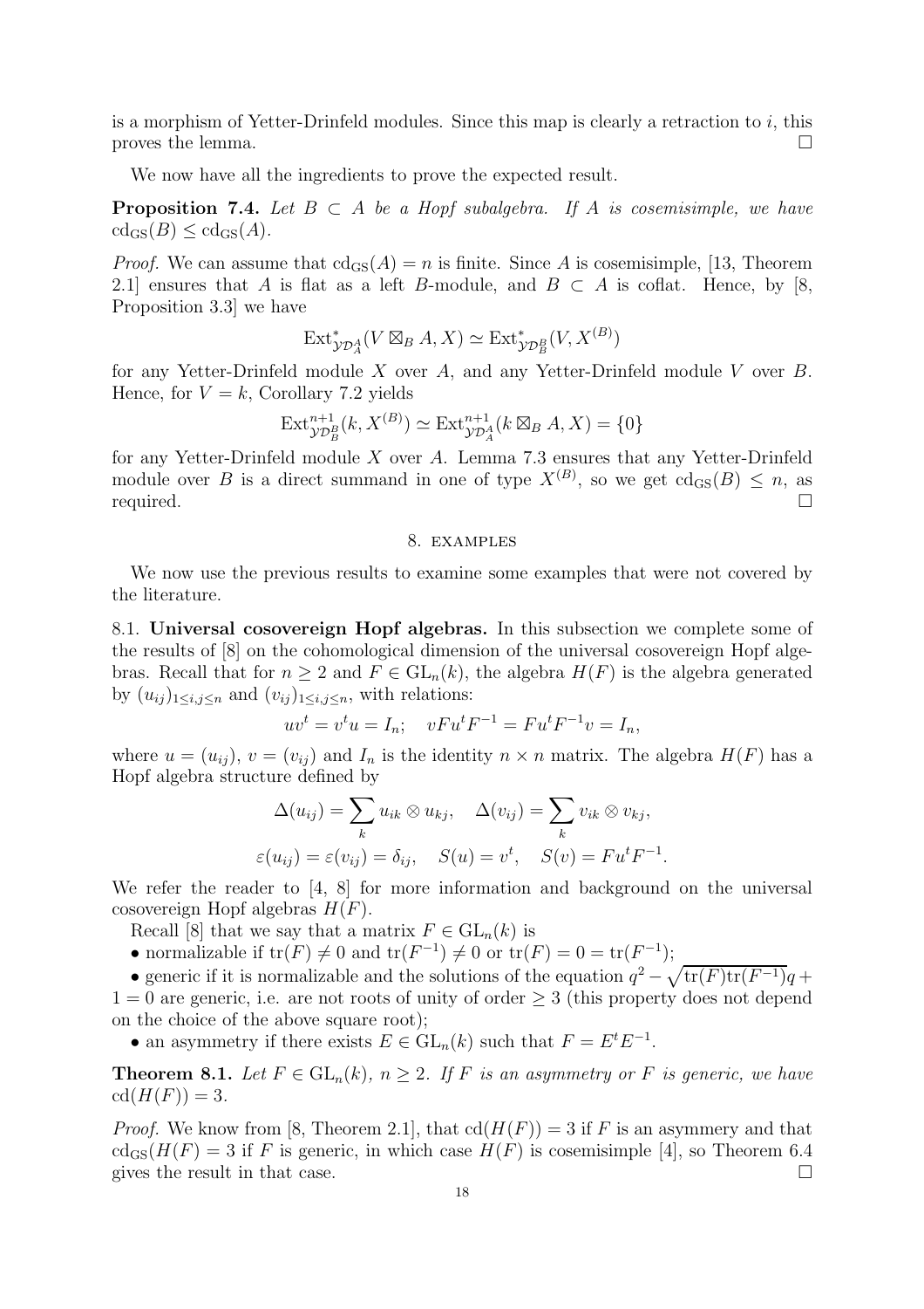is a morphism of Yetter-Drinfeld modules. Since this map is clearly a retraction to $i$, this proves the lemma. $\square$

We now have all the ingredients to prove the expected result.

**Proposition 7.4.** *Let $B \subset A$ be a Hopf subalgebra. If $A$ is cosemisimple, we have $\mathrm{cd}_{\mathrm{GS}}(B) \leq \mathrm{cd}_{\mathrm{GS}}(A)$.*

*Proof.* We can assume that $\mathrm{cd}_{\mathrm{GS}}(A) = n$ is finite. Since $A$ is cosemisimple, [13, Theorem 2.1] ensures that $A$ is flat as a left $B$-module, and $B \subset A$ is coflat. Hence, by [8, Proposition 3.3] we have

$$\mathrm{Ext}^*_{\mathcal{YD}^A_A}(V \boxtimes_B A, X) \simeq \mathrm{Ext}^*_{\mathcal{YD}^B_B}(V, X^{(B)})$$

for any Yetter-Drinfeld module $X$ over $A$, and any Yetter-Drinfeld module $V$ over $B$. Hence, for $V = k$, Corollary 7.2 yields

$$\mathrm{Ext}^{n+1}_{\mathcal{YD}^B_B}(k, X^{(B)}) \simeq \mathrm{Ext}^{n+1}_{\mathcal{YD}^A_A}(k \boxtimes_B A, X) = \{0\}$$

for any Yetter-Drinfeld module $X$ over $A$. Lemma 7.3 ensures that any Yetter-Drinfeld module over $B$ is a direct summand in one of type $X^{(B)}$, so we get $\mathrm{cd}_{\mathrm{GS}}(B) \leq n$, as required. $\square$

## 8. Examples

We now use the previous results to examine some examples that were not covered by the literature.

**8.1. Universal cosovereign Hopf algebras.** In this subsection we complete some of the results of [8] on the cohomological dimension of the universal cosovereign Hopf algebras. Recall that for $n \geq 2$ and $F \in \mathrm{GL}_n(k)$, the algebra $H(F)$ is the algebra generated by $(u_{ij})_{1 \leq i,j \leq n}$ and $(v_{ij})_{1 \leq i,j \leq n}$, with relations:

$$uv^t = v^t u = I_n; \quad vFu^tF^{-1} = Fu^tF^{-1}v = I_n,$$

where $u = (u_{ij})$, $v = (v_{ij})$ and $I_n$ is the identity $n \times n$ matrix. The algebra $H(F)$ has a Hopf algebra structure defined by

$$\Delta(u_{ij}) = \sum_k u_{ik} \otimes u_{kj}, \quad \Delta(v_{ij}) = \sum_k v_{ik} \otimes v_{kj},$$
$$\varepsilon(u_{ij}) = \varepsilon(v_{ij}) = \delta_{ij}, \quad S(u) = v^t, \quad S(v) = Fu^tF^{-1}.$$

We refer the reader to [4, 8] for more information and background on the universal cosovereign Hopf algebras $H(F)$.

Recall [8] that we say that a matrix $F \in \mathrm{GL}_n(k)$ is

- normalizable if $\mathrm{tr}(F) \neq 0$ and $\mathrm{tr}(F^{-1}) \neq 0$ or $\mathrm{tr}(F) = 0 = \mathrm{tr}(F^{-1})$;
- generic if it is normalizable and the solutions of the equation $q^2 - \sqrt{\mathrm{tr}(F)\mathrm{tr}(F^{-1})}q + 1 = 0$ are generic, i.e. are not roots of unity of order $\geq 3$ (this property does not depend on the choice of the above square root);
- an asymmetry if there exists $E \in \mathrm{GL}_n(k)$ such that $F = E^tE^{-1}$.

**Theorem 8.1.** *Let $F \in \mathrm{GL}_n(k)$, $n \geq 2$. If $F$ is an asymmetry or $F$ is generic, we have $\mathrm{cd}(H(F)) = 3$.*

*Proof.* We know from [8, Theorem 2.1], that $\mathrm{cd}(H(F)) = 3$ if $F$ is an asymmery and that $\mathrm{cd}_{\mathrm{GS}}(H(F) = 3$ if $F$ is generic, in which case $H(F)$ is cosemisimple [4], so Theorem 6.4 gives the result in that case. $\square$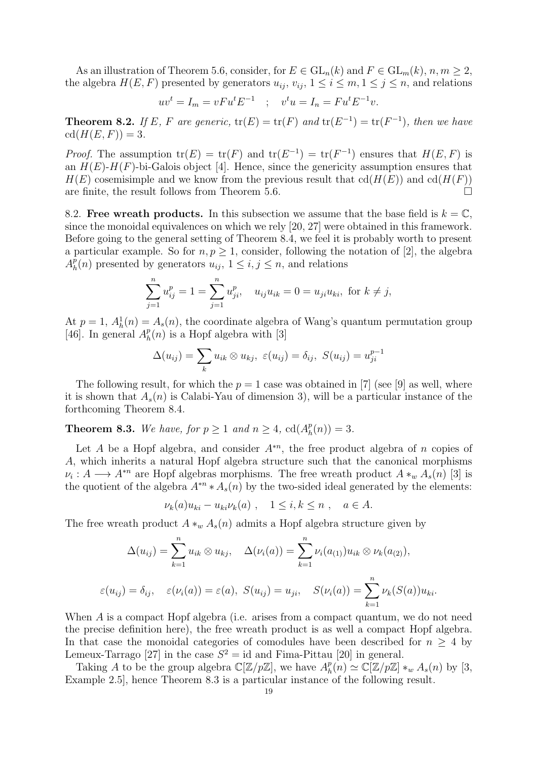As an illustration of Theorem 5.6, consider, for $E \in \mathrm{GL}_n(k)$ and $F \in \mathrm{GL}_m(k)$, $n, m \geq 2$, the algebra $H(E, F)$ presented by generators $u_{ij}$, $v_{ij}$, $1 \leq i \leq m, 1 \leq j \leq n$, and relations

$$uv^t = I_m = vFu^tE^{-1} \quad ; \quad v^tu = I_n = Fu^tE^{-1}v.$$

**Theorem 8.2.** *If $E$, $F$ are generic, $\mathrm{tr}(E) = \mathrm{tr}(F)$ and $\mathrm{tr}(E^{-1}) = \mathrm{tr}(F^{-1})$, then we have $\mathrm{cd}(H(E, F)) = 3$.*

*Proof.* The assumption $\mathrm{tr}(E) = \mathrm{tr}(F)$ and $\mathrm{tr}(E^{-1}) = \mathrm{tr}(F^{-1})$ ensures that $H(E, F)$ is an $H(E)$-$H(F)$-bi-Galois object [4]. Hence, since the genericity assumption ensures that $H(E)$ cosemisimple and we know from the previous result that $\mathrm{cd}(H(E))$ and $\mathrm{cd}(H(F))$ are finite, the result follows from Theorem 5.6. $\square$

8.2. **Free wreath products.** In this subsection we assume that the base field is $k = \mathbb{C}$, since the monoidal equivalences on which we rely [20, 27] were obtained in this framework. Before going to the general setting of Theorem 8.4, we feel it is probably worth to present a particular example. So for $n, p \geq 1$, consider, following the notation of [2], the algebra $A_h^p(n)$ presented by generators $u_{ij}$, $1 \leq i, j \leq n$, and relations

$$\sum_{j=1}^{n} u_{ij}^p = 1 = \sum_{j=1}^{n} u_{ji}^p, \quad u_{ij}u_{ik} = 0 = u_{ji}u_{ki}, \text{ for } k \neq j,$$

At $p = 1$, $A_h^1(n) = A_s(n)$, the coordinate algebra of Wang's quantum permutation group [46]. In general $A_h^p(n)$ is a Hopf algebra with [3]

$$\Delta(u_{ij}) = \sum_k u_{ik} \otimes u_{kj}, \ \varepsilon(u_{ij}) = \delta_{ij}, \ S(u_{ij}) = u_{ji}^{p-1}$$

The following result, for which the $p = 1$ case was obtained in [7] (see [9] as well, where it is shown that $A_s(n)$ is Calabi-Yau of dimension 3), will be a particular instance of the forthcoming Theorem 8.4.

**Theorem 8.3.** *We have, for $p \geq 1$ and $n \geq 4$, $\mathrm{cd}(A_h^p(n)) = 3$.*

Let $A$ be a Hopf algebra, and consider $A^{*n}$, the free product algebra of $n$ copies of $A$, which inherits a natural Hopf algebra structure such that the canonical morphisms $\nu_i : A \longrightarrow A^{*n}$ are Hopf algebras morphisms. The free wreath product $A *_w A_s(n)$ [3] is the quotient of the algebra $A^{*n} * A_s(n)$ by the two-sided ideal generated by the elements:

$$\nu_k(a)u_{ki} - u_{ki}\nu_k(a) \ , \quad 1 \leq i, k \leq n \ , \quad a \in A.$$

The free wreath product $A *_w A_s(n)$ admits a Hopf algebra structure given by

$$\Delta(u_{ij}) = \sum_{k=1}^{n} u_{ik} \otimes u_{kj}, \quad \Delta(\nu_i(a)) = \sum_{k=1}^{n} \nu_i(a_{(1)})u_{ik} \otimes \nu_k(a_{(2)}),$$

$$\varepsilon(u_{ij}) = \delta_{ij}, \quad \varepsilon(\nu_i(a)) = \varepsilon(a), \ S(u_{ij}) = u_{ji}, \quad S(\nu_i(a)) = \sum_{k=1}^{n} \nu_k(S(a))u_{ki}.$$

When $A$ is a compact Hopf algebra (i.e. arises from a compact quantum, we do not need the precise definition here), the free wreath product is as well a compact Hopf algebra. In that case the monoidal categories of comodules have been described for $n \geq 4$ by Lemeux-Tarrago [27] in the case $S^2 = \mathrm{id}$ and Fima-Pittau [20] in general.

Taking $A$ to be the group algebra $\mathbb{C}[\mathbb{Z}/p\mathbb{Z}]$, we have $A_h^p(n) \simeq \mathbb{C}[\mathbb{Z}/p\mathbb{Z}] *_w A_s(n)$ by [3, Example 2.5], hence Theorem 8.3 is a particular instance of the following result.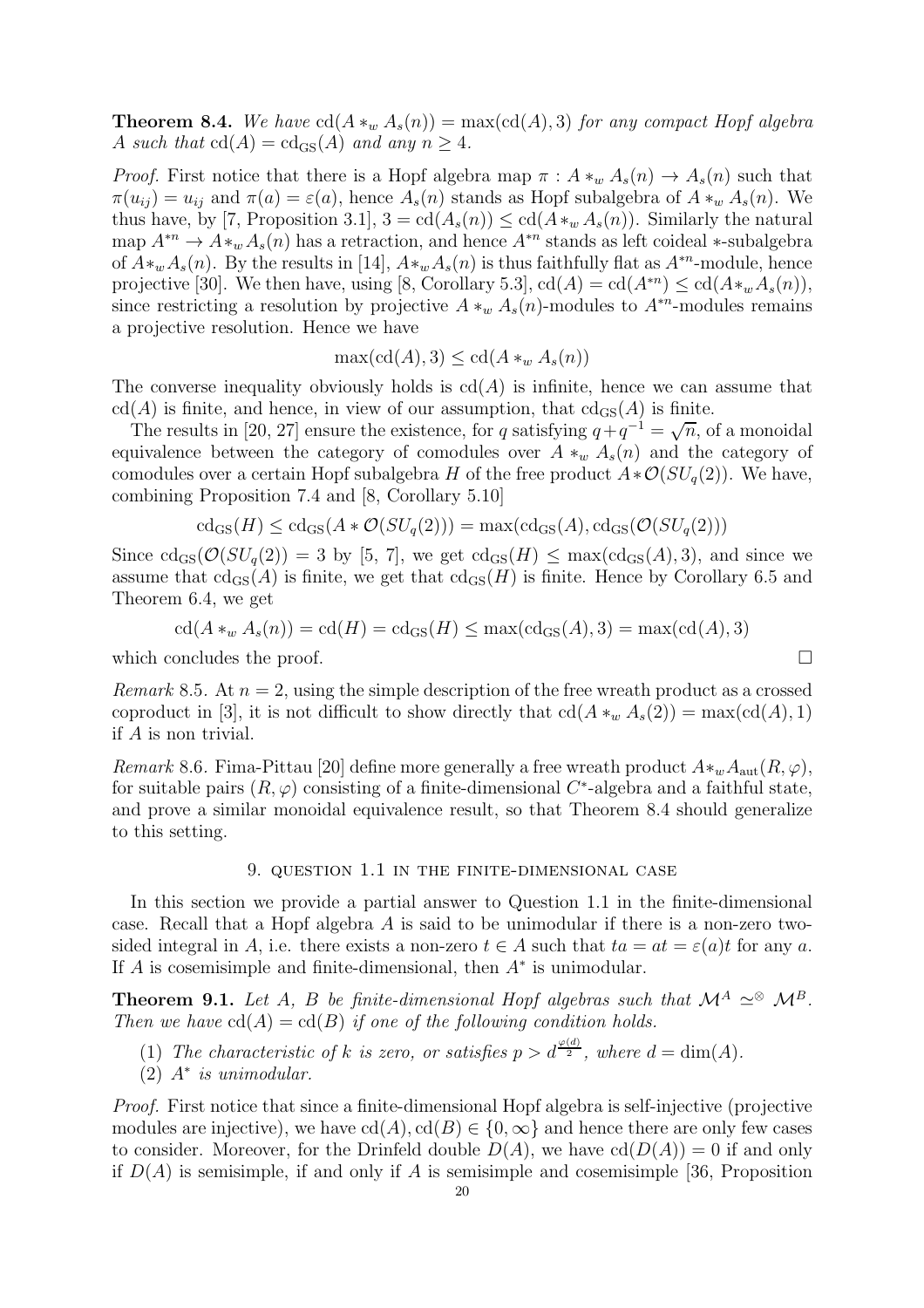**Theorem 8.4.** *We have* $\mathrm{cd}(A *_w A_s(n)) = \max(\mathrm{cd}(A), 3)$ *for any compact Hopf algebra* $A$ *such that* $\mathrm{cd}(A) = \mathrm{cd}_{\mathrm{GS}}(A)$ *and any* $n \geq 4$.

*Proof.* First notice that there is a Hopf algebra map $\pi : A *_w A_s(n) \to A_s(n)$ such that $\pi(u_{ij}) = u_{ij}$ and $\pi(a) = \varepsilon(a)$, hence $A_s(n)$ stands as Hopf subalgebra of $A *_w A_s(n)$. We thus have, by [7, Proposition 3.1], $3 = \mathrm{cd}(A_s(n)) \leq \mathrm{cd}(A *_w A_s(n))$. Similarly the natural map $A^{*n} \to A *_w A_s(n)$ has a retraction, and hence $A^{*n}$ stands as left coideal $*$-subalgebra of $A *_w A_s(n)$. By the results in [14], $A *_w A_s(n)$ is thus faithfully flat as $A^{*n}$-module, hence projective [30]. We then have, using [8, Corollary 5.3], $\mathrm{cd}(A) = \mathrm{cd}(A^{*n}) \leq \mathrm{cd}(A *_w A_s(n))$, since restricting a resolution by projective $A *_w A_s(n)$-modules to $A^{*n}$-modules remains a projective resolution. Hence we have

$$\max(\mathrm{cd}(A), 3) \leq \mathrm{cd}(A *_w A_s(n))$$

The converse inequality obviously holds is $\mathrm{cd}(A)$ is infinite, hence we can assume that $\mathrm{cd}(A)$ is finite, and hence, in view of our assumption, that $\mathrm{cd}_{\mathrm{GS}}(A)$ is finite.

The results in [20, 27] ensure the existence, for $q$ satisfying $q + q^{-1} = \sqrt{n}$, of a monoidal equivalence between the category of comodules over $A *_w A_s(n)$ and the category of comodules over a certain Hopf subalgebra $H$ of the free product $A * \mathcal{O}(SU_q(2))$. We have, combining Proposition 7.4 and [8, Corollary 5.10]

$$\mathrm{cd}_{\mathrm{GS}}(H) \leq \mathrm{cd}_{\mathrm{GS}}(A * \mathcal{O}(SU_q(2))) = \max(\mathrm{cd}_{\mathrm{GS}}(A), \mathrm{cd}_{\mathrm{GS}}(\mathcal{O}(SU_q(2)))$$

Since $\mathrm{cd}_{\mathrm{GS}}(\mathcal{O}(SU_q(2)) = 3$ by [5, 7], we get $\mathrm{cd}_{\mathrm{GS}}(H) \leq \max(\mathrm{cd}_{\mathrm{GS}}(A), 3)$, and since we assume that $\mathrm{cd}_{\mathrm{GS}}(A)$ is finite, we get that $\mathrm{cd}_{\mathrm{GS}}(H)$ is finite. Hence by Corollary 6.5 and Theorem 6.4, we get

$$\mathrm{cd}(A *_w A_s(n)) = \mathrm{cd}(H) = \mathrm{cd}_{\mathrm{GS}}(H) \leq \max(\mathrm{cd}_{\mathrm{GS}}(A), 3) = \max(\mathrm{cd}(A), 3)$$

which concludes the proof. $\square$

*Remark* 8.5. At $n = 2$, using the simple description of the free wreath product as a crossed coproduct in [3], it is not difficult to show directly that $\mathrm{cd}(A *_w A_s(2)) = \max(\mathrm{cd}(A), 1)$ if $A$ is non trivial.

*Remark* 8.6. Fima-Pittau [20] define more generally a free wreath product $A *_w A_{\mathrm{aut}}(R, \varphi)$, for suitable pairs $(R, \varphi)$ consisting of a finite-dimensional $C^*$-algebra and a faithful state, and prove a similar monoidal equivalence result, so that Theorem 8.4 should generalize to this setting.

## 9. Question 1.1 in the finite-dimensional case

In this section we provide a partial answer to Question 1.1 in the finite-dimensional case. Recall that a Hopf algebra $A$ is said to be unimodular if there is a non-zero two-sided integral in $A$, i.e. there exists a non-zero $t \in A$ such that $ta = at = \varepsilon(a)t$ for any $a$. If $A$ is cosemisimple and finite-dimensional, then $A^*$ is unimodular.

**Theorem 9.1.** *Let* $A$*,* $B$ *be finite-dimensional Hopf algebras such that* $\mathcal{M}^A \simeq^{\otimes} \mathcal{M}^B$*. Then we have* $\mathrm{cd}(A) = \mathrm{cd}(B)$ *if one of the following condition holds.*

1. *The characteristic of* $k$ *is zero, or satisfies* $p > d^{\frac{\varphi(d)}{2}}$*, where* $d = \dim(A)$*.*
2. $A^*$ *is unimodular.*

*Proof.* First notice that since a finite-dimensional Hopf algebra is self-injective (projective modules are injective), we have $\mathrm{cd}(A), \mathrm{cd}(B) \in \{0, \infty\}$ and hence there are only few cases to consider. Moreover, for the Drinfeld double $D(A)$, we have $\mathrm{cd}(D(A)) = 0$ if and only if $D(A)$ is semisimple, if and only if $A$ is semisimple and cosemisimple [36, Proposition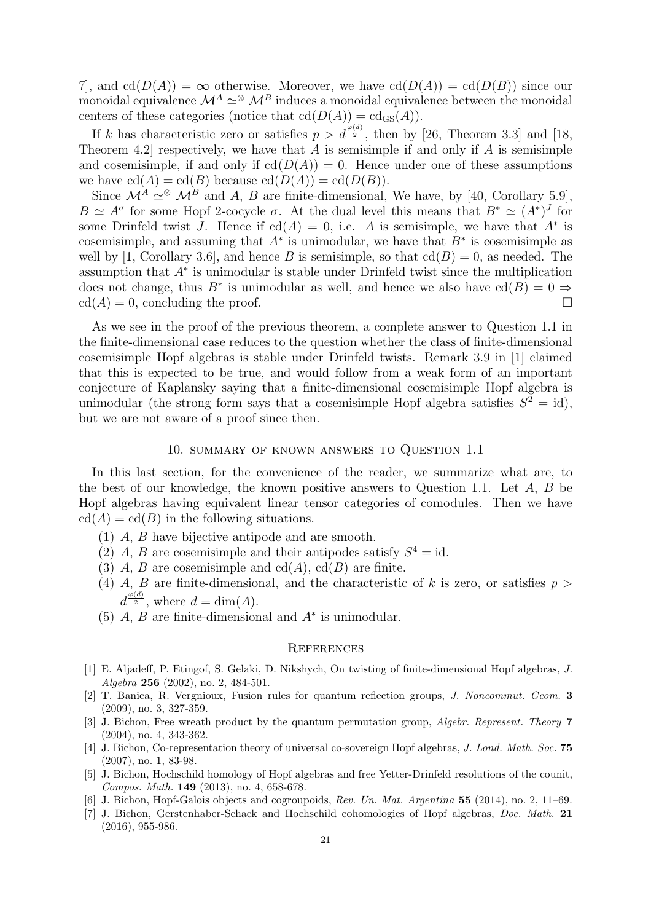7], and $\mathrm{cd}(D(A)) = \infty$ otherwise. Moreover, we have $\mathrm{cd}(D(A)) = \mathrm{cd}(D(B))$ since our monoidal equivalence $\mathcal{M}^A \simeq^{\otimes} \mathcal{M}^B$ induces a monoidal equivalence between the monoidal centers of these categories (notice that $\mathrm{cd}(D(A)) = \mathrm{cd}_{\mathrm{GS}}(A)$).

If $k$ has characteristic zero or satisfies $p > d^{\frac{\varphi(d)}{2}}$, then by [26, Theorem 3.3] and [18, Theorem 4.2] respectively, we have that $A$ is semisimple if and only if $A$ is semisimple and cosemisimple, if and only if $\mathrm{cd}(D(A)) = 0$. Hence under one of these assumptions we have $\mathrm{cd}(A) = \mathrm{cd}(B)$ because $\mathrm{cd}(D(A)) = \mathrm{cd}(D(B))$.

Since $\mathcal{M}^A \simeq^{\otimes} \mathcal{M}^B$ and $A$, $B$ are finite-dimensional, We have, by [40, Corollary 5.9], $B \simeq A^{\sigma}$ for some Hopf 2-cocycle $\sigma$. At the dual level this means that $B^* \simeq (A^*)^J$ for some Drinfeld twist $J$. Hence if $\mathrm{cd}(A) = 0$, i.e. $A$ is semisimple, we have that $A^*$ is cosemisimple, and assuming that $A^*$ is unimodular, we have that $B^*$ is cosemisimple as well by [1, Corollary 3.6], and hence $B$ is semisimple, so that $\mathrm{cd}(B) = 0$, as needed. The assumption that $A^*$ is unimodular is stable under Drinfeld twist since the multiplication does not change, thus $B^*$ is unimodular as well, and hence we also have $\mathrm{cd}(B) = 0 \Rightarrow \mathrm{cd}(A) = 0$, concluding the proof. □

As we see in the proof of the previous theorem, a complete answer to Question 1.1 in the finite-dimensional case reduces to the question whether the class of finite-dimensional cosemisimple Hopf algebras is stable under Drinfeld twists. Remark 3.9 in [1] claimed that this is expected to be true, and would follow from a weak form of an important conjecture of Kaplansky saying that a finite-dimensional cosemisimple Hopf algebra is unimodular (the strong form says that a cosemisimple Hopf algebra satisfies $S^2 = \mathrm{id}$), but we are not aware of a proof since then.

## 10. Summary of known answers to Question 1.1

In this last section, for the convenience of the reader, we summarize what are, to the best of our knowledge, the known positive answers to Question 1.1. Let $A$, $B$ be Hopf algebras having equivalent linear tensor categories of comodules. Then we have $\mathrm{cd}(A) = \mathrm{cd}(B)$ in the following situations.

1. $A$, $B$ have bijective antipode and are smooth.
2. $A$, $B$ are cosemisimple and their antipodes satisfy $S^4 = \mathrm{id}$.
3. $A$, $B$ are cosemisimple and $\mathrm{cd}(A)$, $\mathrm{cd}(B)$ are finite.
4. $A$, $B$ are finite-dimensional, and the characteristic of $k$ is zero, or satisfies $p > d^{\frac{\varphi(d)}{2}}$, where $d = \dim(A)$.
5. $A$, $B$ are finite-dimensional and $A^*$ is unimodular.

## References

[1] E. Aljadeff, P. Etingof, S. Gelaki, D. Nikshych, On twisting of finite-dimensional Hopf algebras, *J. Algebra* **256** (2002), no. 2, 484-501.

[2] T. Banica, R. Vergnioux, Fusion rules for quantum reflection groups, *J. Noncommut. Geom.* **3** (2009), no. 3, 327-359.

[3] J. Bichon, Free wreath product by the quantum permutation group, *Algebr. Represent. Theory* **7** (2004), no. 4, 343-362.

[4] J. Bichon, Co-representation theory of universal co-sovereign Hopf algebras, *J. Lond. Math. Soc.* **75** (2007), no. 1, 83-98.

[5] J. Bichon, Hochschild homology of Hopf algebras and free Yetter-Drinfeld resolutions of the counit, *Compos. Math.* **149** (2013), no. 4, 658-678.

[6] J. Bichon, Hopf-Galois objects and cogroupoids, *Rev. Un. Mat. Argentina* **55** (2014), no. 2, 11–69.

[7] J. Bichon, Gerstenhaber-Schack and Hochschild cohomologies of Hopf algebras, *Doc. Math.* **21** (2016), 955-986.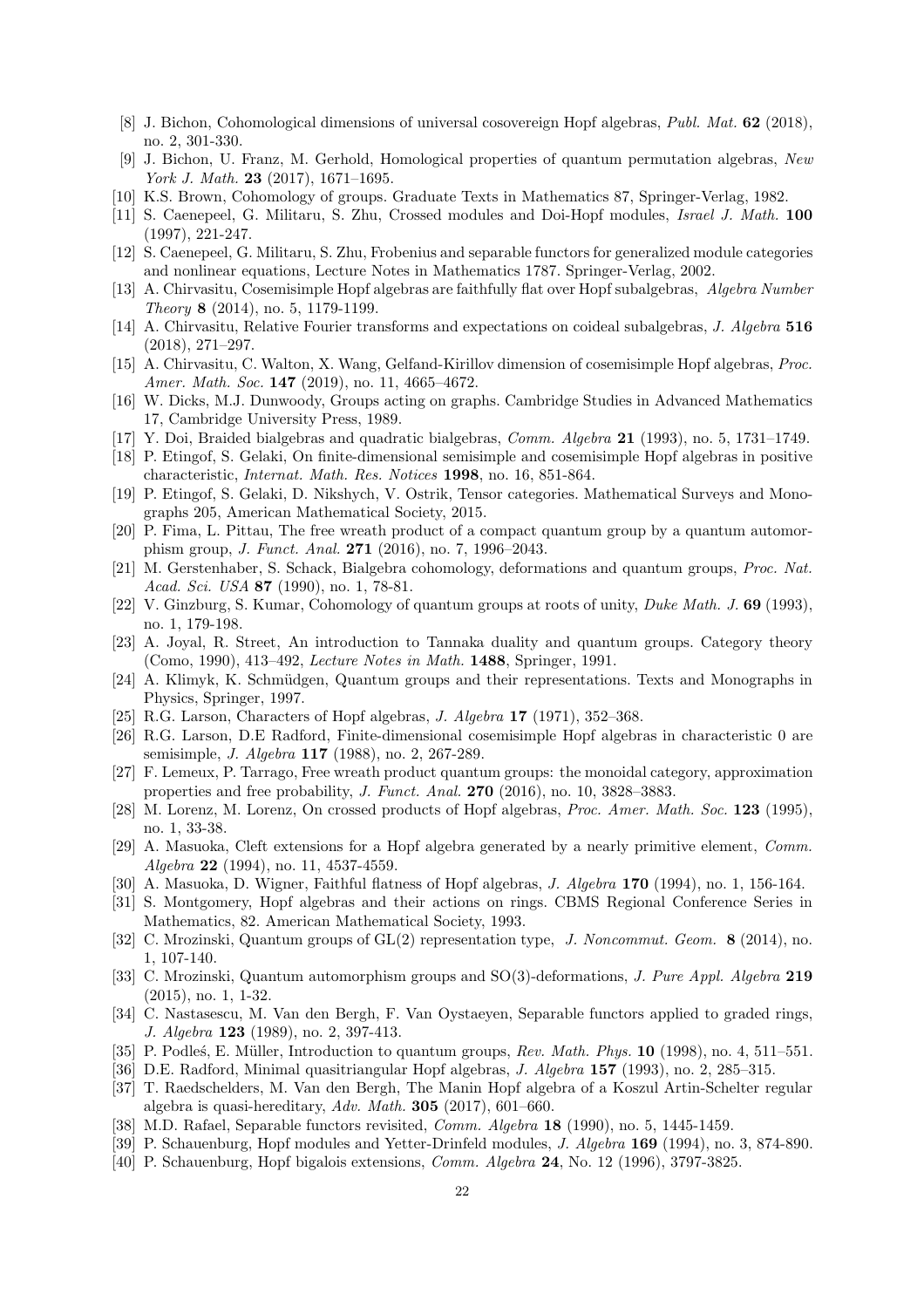[8] J. Bichon, Cohomological dimensions of universal cosovereign Hopf algebras, *Publ. Mat.* **62** (2018), no. 2, 301-330.

[9] J. Bichon, U. Franz, M. Gerhold, Homological properties of quantum permutation algebras, *New York J. Math.* **23** (2017), 1671–1695.

[10] K.S. Brown, Cohomology of groups. Graduate Texts in Mathematics 87, Springer-Verlag, 1982.

[11] S. Caenepeel, G. Militaru, S. Zhu, Crossed modules and Doi-Hopf modules, *Israel J. Math.* **100** (1997), 221-247.

[12] S. Caenepeel, G. Militaru, S. Zhu, Frobenius and separable functors for generalized module categories and nonlinear equations, Lecture Notes in Mathematics 1787. Springer-Verlag, 2002.

[13] A. Chirvasitu, Cosemisimple Hopf algebras are faithfully flat over Hopf subalgebras, *Algebra Number Theory* **8** (2014), no. 5, 1179-1199.

[14] A. Chirvasitu, Relative Fourier transforms and expectations on coideal subalgebras, *J. Algebra* **516** (2018), 271–297.

[15] A. Chirvasitu, C. Walton, X. Wang, Gelfand-Kirillov dimension of cosemisimple Hopf algebras, *Proc. Amer. Math. Soc.* **147** (2019), no. 11, 4665–4672.

[16] W. Dicks, M.J. Dunwoody, Groups acting on graphs. Cambridge Studies in Advanced Mathematics 17, Cambridge University Press, 1989.

[17] Y. Doi, Braided bialgebras and quadratic bialgebras, *Comm. Algebra* **21** (1993), no. 5, 1731–1749.

[18] P. Etingof, S. Gelaki, On finite-dimensional semisimple and cosemisimple Hopf algebras in positive characteristic, *Internat. Math. Res. Notices* **1998**, no. 16, 851-864.

[19] P. Etingof, S. Gelaki, D. Nikshych, V. Ostrik, Tensor categories. Mathematical Surveys and Monographs 205, American Mathematical Society, 2015.

[20] P. Fima, L. Pittau, The free wreath product of a compact quantum group by a quantum automorphism group, *J. Funct. Anal.* **271** (2016), no. 7, 1996–2043.

[21] M. Gerstenhaber, S. Schack, Bialgebra cohomology, deformations and quantum groups, *Proc. Nat. Acad. Sci. USA* **87** (1990), no. 1, 78-81.

[22] V. Ginzburg, S. Kumar, Cohomology of quantum groups at roots of unity, *Duke Math. J.* **69** (1993), no. 1, 179-198.

[23] A. Joyal, R. Street, An introduction to Tannaka duality and quantum groups. Category theory (Como, 1990), 413–492, *Lecture Notes in Math.* **1488**, Springer, 1991.

[24] A. Klimyk, K. Schmüdgen, Quantum groups and their representations. Texts and Monographs in Physics, Springer, 1997.

[25] R.G. Larson, Characters of Hopf algebras, *J. Algebra* **17** (1971), 352–368.

[26] R.G. Larson, D.E Radford, Finite-dimensional cosemisimple Hopf algebras in characteristic 0 are semisimple, *J. Algebra* **117** (1988), no. 2, 267-289.

[27] F. Lemeux, P. Tarrago, Free wreath product quantum groups: the monoidal category, approximation properties and free probability, *J. Funct. Anal.* **270** (2016), no. 10, 3828–3883.

[28] M. Lorenz, M. Lorenz, On crossed products of Hopf algebras, *Proc. Amer. Math. Soc.* **123** (1995), no. 1, 33-38.

[29] A. Masuoka, Cleft extensions for a Hopf algebra generated by a nearly primitive element, *Comm. Algebra* **22** (1994), no. 11, 4537-4559.

[30] A. Masuoka, D. Wigner, Faithful flatness of Hopf algebras, *J. Algebra* **170** (1994), no. 1, 156-164.

[31] S. Montgomery, Hopf algebras and their actions on rings. CBMS Regional Conference Series in Mathematics, 82. American Mathematical Society, 1993.

[32] C. Mrozinski, Quantum groups of GL(2) representation type, *J. Noncommut. Geom.* **8** (2014), no. 1, 107-140.

[33] C. Mrozinski, Quantum automorphism groups and SO(3)-deformations, *J. Pure Appl. Algebra* **219** (2015), no. 1, 1-32.

[34] C. Nastasescu, M. Van den Bergh, F. Van Oystaeyen, Separable functors applied to graded rings, *J. Algebra* **123** (1989), no. 2, 397-413.

[35] P. Podleś, E. Müller, Introduction to quantum groups, *Rev. Math. Phys.* **10** (1998), no. 4, 511–551.

[36] D.E. Radford, Minimal quasitriangular Hopf algebras, *J. Algebra* **157** (1993), no. 2, 285–315.

[37] T. Raedschelders, M. Van den Bergh, The Manin Hopf algebra of a Koszul Artin-Schelter regular algebra is quasi-hereditary, *Adv. Math.* **305** (2017), 601–660.

[38] M.D. Rafael, Separable functors revisited, *Comm. Algebra* **18** (1990), no. 5, 1445-1459.

[39] P. Schauenburg, Hopf modules and Yetter-Drinfeld modules, *J. Algebra* **169** (1994), no. 3, 874-890.

[40] P. Schauenburg, Hopf bigalois extensions, *Comm. Algebra* **24**, No. 12 (1996), 3797-3825.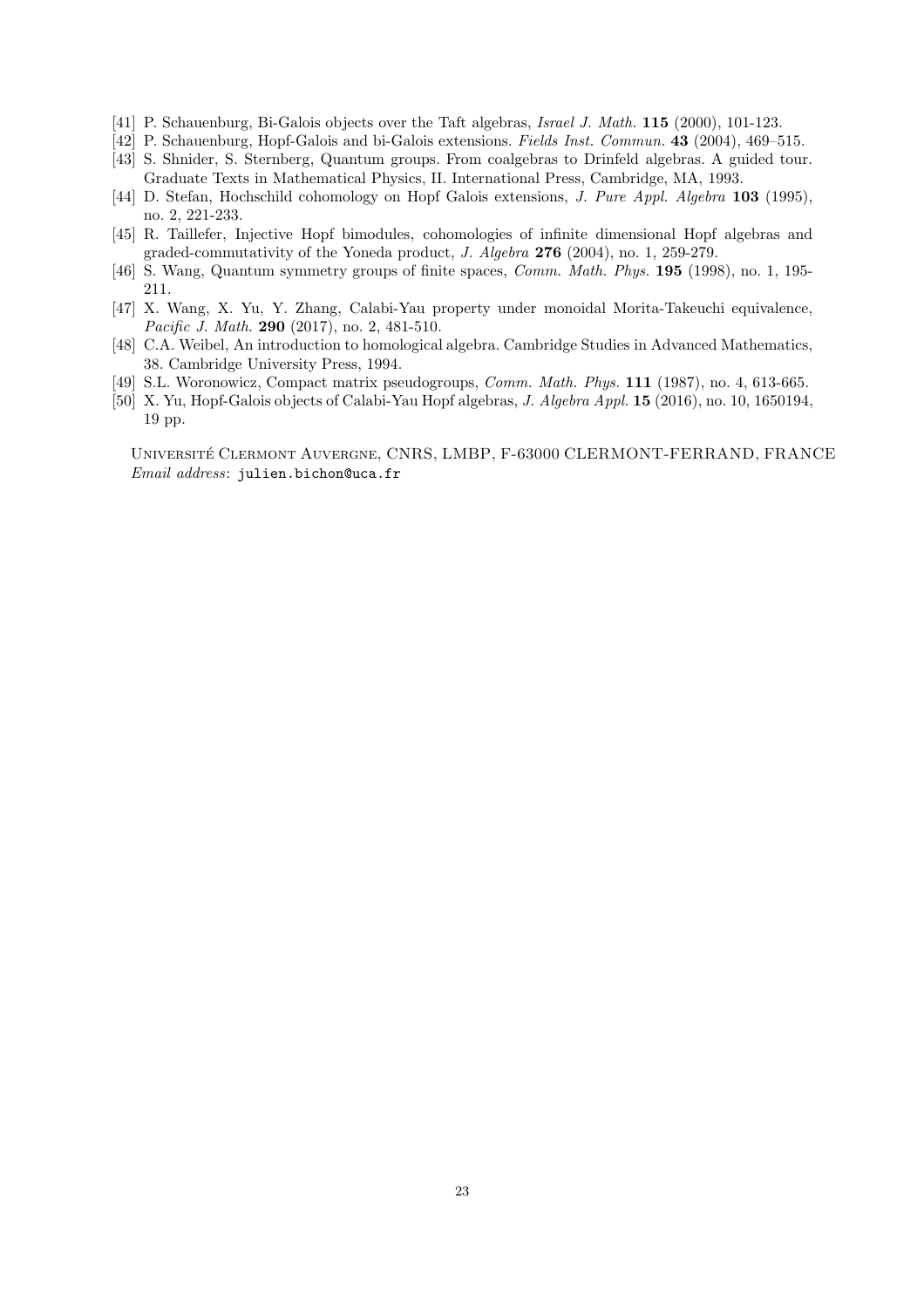[41] P. Schauenburg, Bi-Galois objects over the Taft algebras, *Israel J. Math.* **115** (2000), 101-123.

[42] P. Schauenburg, Hopf-Galois and bi-Galois extensions. *Fields Inst. Commun.* **43** (2004), 469–515.

[43] S. Shnider, S. Sternberg, Quantum groups. From coalgebras to Drinfeld algebras. A guided tour. Graduate Texts in Mathematical Physics, II. International Press, Cambridge, MA, 1993.

[44] D. Stefan, Hochschild cohomology on Hopf Galois extensions, *J. Pure Appl. Algebra* **103** (1995), no. 2, 221-233.

[45] R. Taillefer, Injective Hopf bimodules, cohomologies of infinite dimensional Hopf algebras and graded-commutativity of the Yoneda product, *J. Algebra* **276** (2004), no. 1, 259-279.

[46] S. Wang, Quantum symmetry groups of finite spaces, *Comm. Math. Phys.* **195** (1998), no. 1, 195-211.

[47] X. Wang, X. Yu, Y. Zhang, Calabi-Yau property under monoidal Morita-Takeuchi equivalence, *Pacific J. Math.* **290** (2017), no. 2, 481-510.

[48] C.A. Weibel, An introduction to homological algebra. Cambridge Studies in Advanced Mathematics, 38. Cambridge University Press, 1994.

[49] S.L. Woronowicz, Compact matrix pseudogroups, *Comm. Math. Phys.* **111** (1987), no. 4, 613-665.

[50] X. Yu, Hopf-Galois objects of Calabi-Yau Hopf algebras, *J. Algebra Appl.* **15** (2016), no. 10, 1650194, 19 pp.

Université Clermont Auvergne, CNRS, LMBP, F-63000 CLERMONT-FERRAND, FRANCE
*Email address*: `julien.bichon@uca.fr`